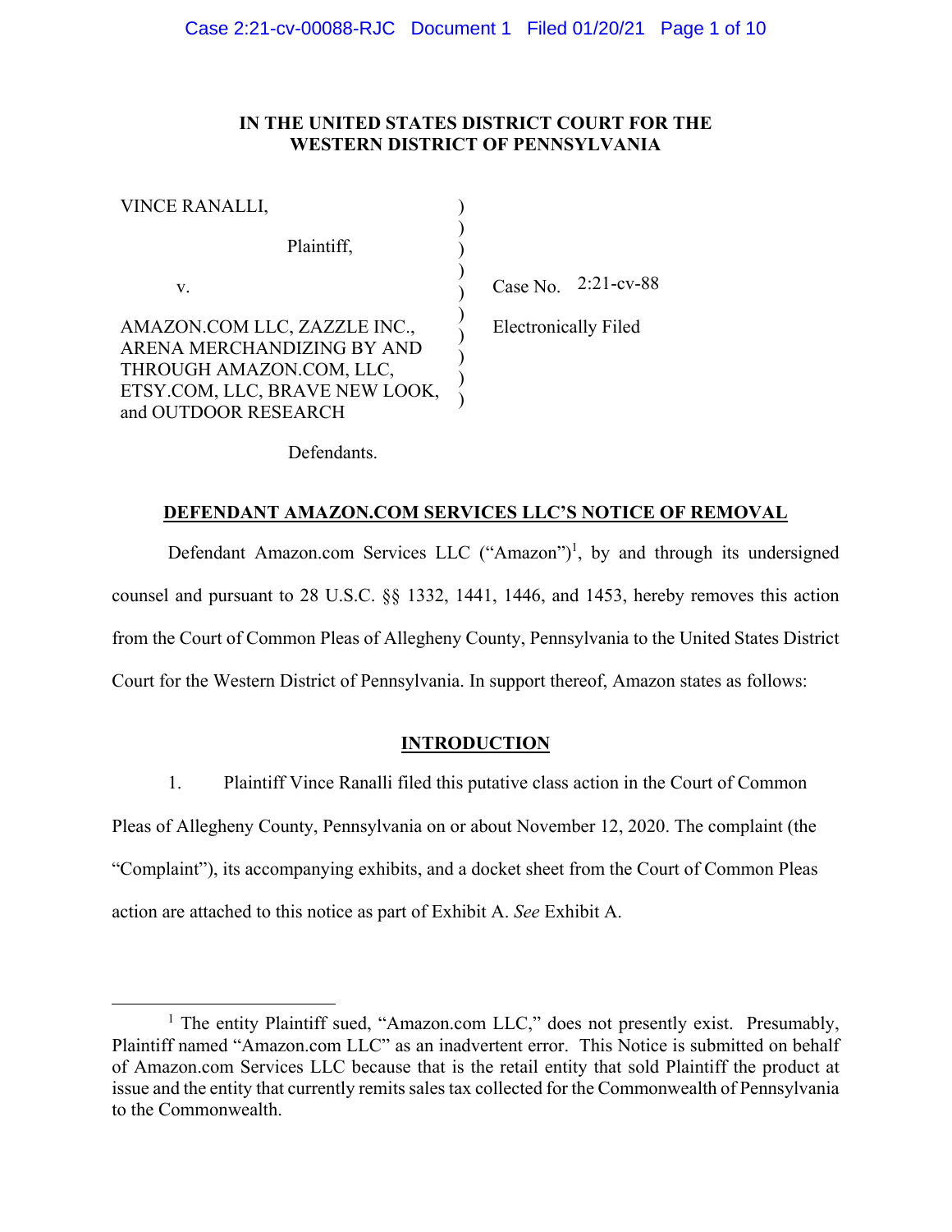**IN THE UNITED STATES DISTRICT COURT FOR THE WESTERN DISTRICT OF PENNSYLVANIA**

VINCE RANALLI,

Plaintiff,

v.

AMAZON.COM LLC, ZAZZLE INC., ARENA MERCHANDIZING BY AND THROUGH AMAZON.COM, LLC, ETSY.COM, LLC, BRAVE NEW LOOK, and OUTDOOR RESEARCH

Defendants.

Case No. 2:21-cv-88

Electronically Filed

## DEFENDANT AMAZON.COM SERVICES LLC'S NOTICE OF REMOVAL

Defendant Amazon.com Services LLC ("Amazon")[1], by and through its undersigned counsel and pursuant to 28 U.S.C. §§ 1332, 1441, 1446, and 1453, hereby removes this action from the Court of Common Pleas of Allegheny County, Pennsylvania to the United States District Court for the Western District of Pennsylvania. In support thereof, Amazon states as follows:

## INTRODUCTION

1. Plaintiff Vince Ranalli filed this putative class action in the Court of Common Pleas of Allegheny County, Pennsylvania on or about November 12, 2020. The complaint (the "Complaint"), its accompanying exhibits, and a docket sheet from the Court of Common Pleas action are attached to this notice as part of Exhibit A. *See* Exhibit A.

[1] The entity Plaintiff sued, "Amazon.com LLC," does not presently exist. Presumably, Plaintiff named "Amazon.com LLC" as an inadvertent error. This Notice is submitted on behalf of Amazon.com Services LLC because that is the retail entity that sold Plaintiff the product at issue and the entity that currently remits sales tax collected for the Commonwealth of Pennsylvania to the Commonwealth.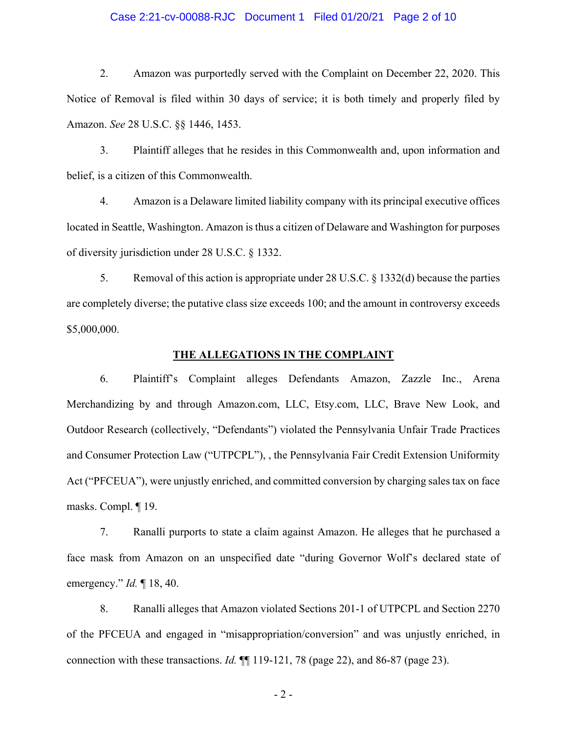2. Amazon was purportedly served with the Complaint on December 22, 2020. This Notice of Removal is filed within 30 days of service; it is both timely and properly filed by Amazon. *See* 28 U.S.C. §§ 1446, 1453.

3. Plaintiff alleges that he resides in this Commonwealth and, upon information and belief, is a citizen of this Commonwealth.

4. Amazon is a Delaware limited liability company with its principal executive offices located in Seattle, Washington. Amazon is thus a citizen of Delaware and Washington for purposes of diversity jurisdiction under 28 U.S.C. § 1332.

5. Removal of this action is appropriate under 28 U.S.C. § 1332(d) because the parties are completely diverse; the putative class size exceeds 100; and the amount in controversy exceeds $5,000,000.

## THE ALLEGATIONS IN THE COMPLAINT

6. Plaintiff's Complaint alleges Defendants Amazon, Zazzle Inc., Arena Merchandizing by and through Amazon.com, LLC, Etsy.com, LLC, Brave New Look, and Outdoor Research (collectively, "Defendants") violated the Pennsylvania Unfair Trade Practices and Consumer Protection Law ("UTPCPL"), , the Pennsylvania Fair Credit Extension Uniformity Act ("PFCEUA"), were unjustly enriched, and committed conversion by charging sales tax on face masks. Compl. ¶ 19.

7. Ranalli purports to state a claim against Amazon. He alleges that he purchased a face mask from Amazon on an unspecified date "during Governor Wolf's declared state of emergency." *Id.* ¶ 18, 40.

8. Ranalli alleges that Amazon violated Sections 201-1 of UTPCPL and Section 2270 of the PFCEUA and engaged in "misappropriation/conversion" and was unjustly enriched, in connection with these transactions. *Id.* ¶¶ 119-121, 78 (page 22), and 86-87 (page 23).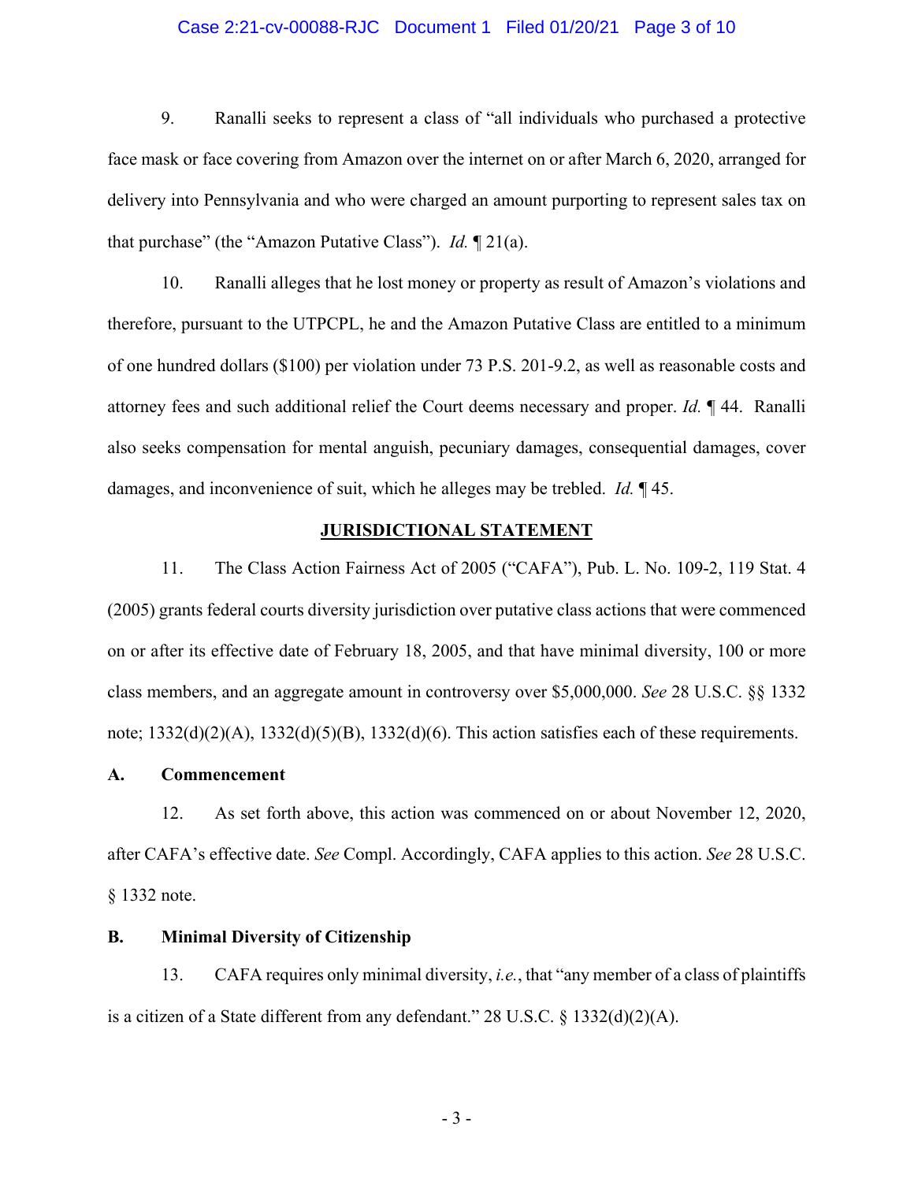9. Ranalli seeks to represent a class of "all individuals who purchased a protective face mask or face covering from Amazon over the internet on or after March 6, 2020, arranged for delivery into Pennsylvania and who were charged an amount purporting to represent sales tax on that purchase" (the "Amazon Putative Class"). *Id.* ¶ 21(a).

10. Ranalli alleges that he lost money or property as result of Amazon's violations and therefore, pursuant to the UTPCPL, he and the Amazon Putative Class are entitled to a minimum of one hundred dollars ($100) per violation under 73 P.S. 201-9.2, as well as reasonable costs and attorney fees and such additional relief the Court deems necessary and proper. *Id.* ¶ 44. Ranalli also seeks compensation for mental anguish, pecuniary damages, consequential damages, cover damages, and inconvenience of suit, which he alleges may be trebled. *Id.* ¶ 45.

## JURISDICTIONAL STATEMENT

11. The Class Action Fairness Act of 2005 ("CAFA"), Pub. L. No. 109-2, 119 Stat. 4 (2005) grants federal courts diversity jurisdiction over putative class actions that were commenced on or after its effective date of February 18, 2005, and that have minimal diversity, 100 or more class members, and an aggregate amount in controversy over $5,000,000. *See* 28 U.S.C. §§ 1332 note; 1332(d)(2)(A), 1332(d)(5)(B), 1332(d)(6). This action satisfies each of these requirements.

### A. Commencement

12. As set forth above, this action was commenced on or about November 12, 2020, after CAFA's effective date. *See* Compl. Accordingly, CAFA applies to this action. *See* 28 U.S.C. § 1332 note.

### B. Minimal Diversity of Citizenship

13. CAFA requires only minimal diversity, *i.e.*, that "any member of a class of plaintiffs is a citizen of a State different from any defendant." 28 U.S.C. § 1332(d)(2)(A).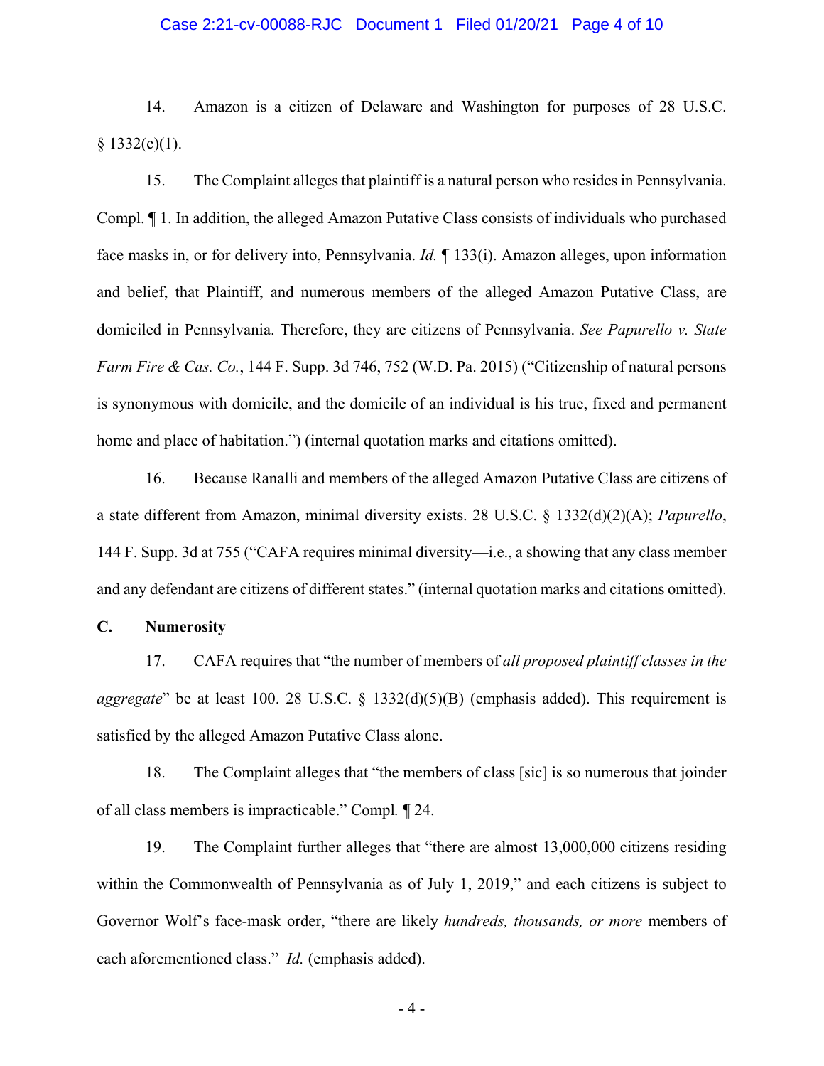14. Amazon is a citizen of Delaware and Washington for purposes of 28 U.S.C. § 1332(c)(1).

15. The Complaint alleges that plaintiff is a natural person who resides in Pennsylvania. Compl. ¶ 1. In addition, the alleged Amazon Putative Class consists of individuals who purchased face masks in, or for delivery into, Pennsylvania. *Id.* ¶ 133(i). Amazon alleges, upon information and belief, that Plaintiff, and numerous members of the alleged Amazon Putative Class, are domiciled in Pennsylvania. Therefore, they are citizens of Pennsylvania. *See Papurello v. State Farm Fire & Cas. Co.*, 144 F. Supp. 3d 746, 752 (W.D. Pa. 2015) ("Citizenship of natural persons is synonymous with domicile, and the domicile of an individual is his true, fixed and permanent home and place of habitation.") (internal quotation marks and citations omitted).

16. Because Ranalli and members of the alleged Amazon Putative Class are citizens of a state different from Amazon, minimal diversity exists. 28 U.S.C. § 1332(d)(2)(A); *Papurello*, 144 F. Supp. 3d at 755 ("CAFA requires minimal diversity—i.e., a showing that any class member and any defendant are citizens of different states." (internal quotation marks and citations omitted).

**C. Numerosity**

17. CAFA requires that "the number of members of *all proposed plaintiff classes in the aggregate*" be at least 100. 28 U.S.C. § 1332(d)(5)(B) (emphasis added). This requirement is satisfied by the alleged Amazon Putative Class alone.

18. The Complaint alleges that "the members of class [sic] is so numerous that joinder of all class members is impracticable." Compl. ¶ 24.

19. The Complaint further alleges that "there are almost 13,000,000 citizens residing within the Commonwealth of Pennsylvania as of July 1, 2019," and each citizens is subject to Governor Wolf's face-mask order, "there are likely *hundreds, thousands, or more* members of each aforementioned class." *Id.* (emphasis added).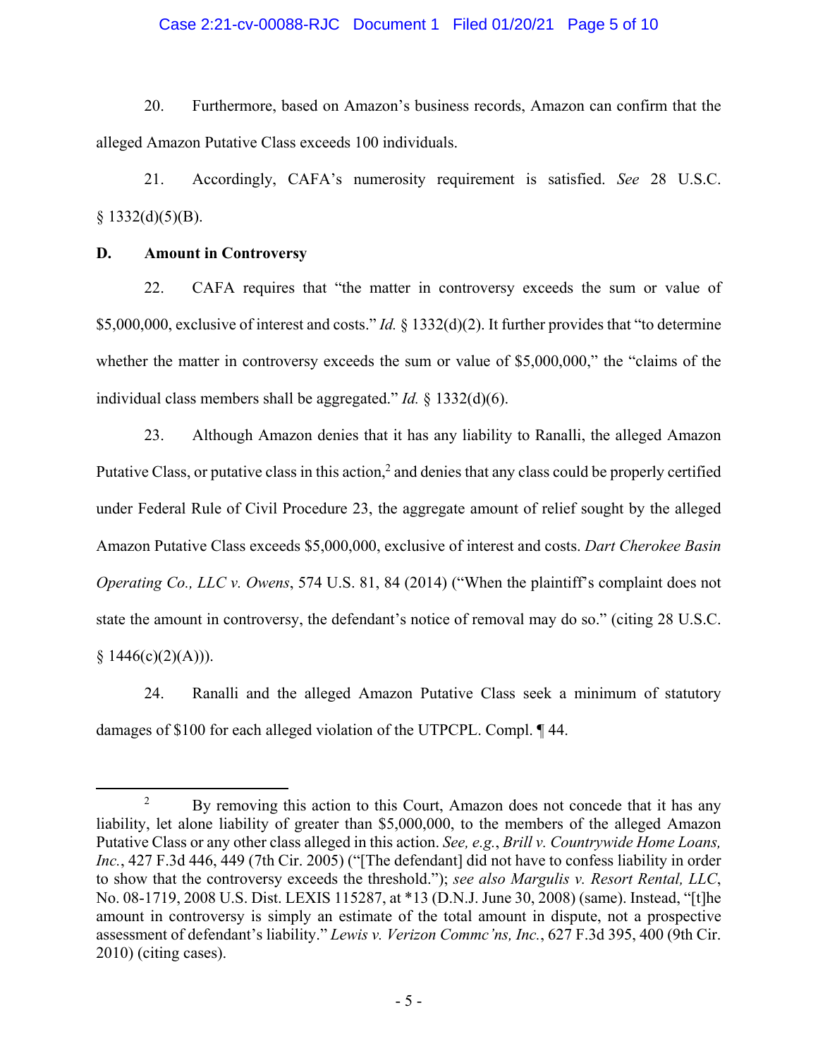20. Furthermore, based on Amazon's business records, Amazon can confirm that the alleged Amazon Putative Class exceeds 100 individuals.

21. Accordingly, CAFA's numerosity requirement is satisfied. *See* 28 U.S.C. § 1332(d)(5)(B).

**D. Amount in Controversy**

22. CAFA requires that "the matter in controversy exceeds the sum or value of $5,000,000, exclusive of interest and costs." *Id.* § 1332(d)(2). It further provides that "to determine whether the matter in controversy exceeds the sum or value of $5,000,000," the "claims of the individual class members shall be aggregated." *Id.* § 1332(d)(6).

23. Although Amazon denies that it has any liability to Ranalli, the alleged Amazon Putative Class, or putative class in this action,[2] and denies that any class could be properly certified under Federal Rule of Civil Procedure 23, the aggregate amount of relief sought by the alleged Amazon Putative Class exceeds $5,000,000, exclusive of interest and costs. *Dart Cherokee Basin Operating Co., LLC v. Owens*, 574 U.S. 81, 84 (2014) ("When the plaintiff's complaint does not state the amount in controversy, the defendant's notice of removal may do so." (citing 28 U.S.C. § 1446(c)(2)(A))).

24. Ranalli and the alleged Amazon Putative Class seek a minimum of statutory damages of $100 for each alleged violation of the UTPCPL. Compl. ¶ 44.

---

[2] By removing this action to this Court, Amazon does not concede that it has any liability, let alone liability of greater than $5,000,000, to the members of the alleged Amazon Putative Class or any other class alleged in this action. *See, e.g.*, *Brill v. Countrywide Home Loans, Inc.*, 427 F.3d 446, 449 (7th Cir. 2005) ("[The defendant] did not have to confess liability in order to show that the controversy exceeds the threshold."); *see also Margulis v. Resort Rental, LLC*, No. 08-1719, 2008 U.S. Dist. LEXIS 115287, at *13 (D.N.J. June 30, 2008) (same). Instead, "[t]he amount in controversy is simply an estimate of the total amount in dispute, not a prospective assessment of defendant's liability." *Lewis v. Verizon Commc'ns, Inc.*, 627 F.3d 395, 400 (9th Cir. 2010) (citing cases).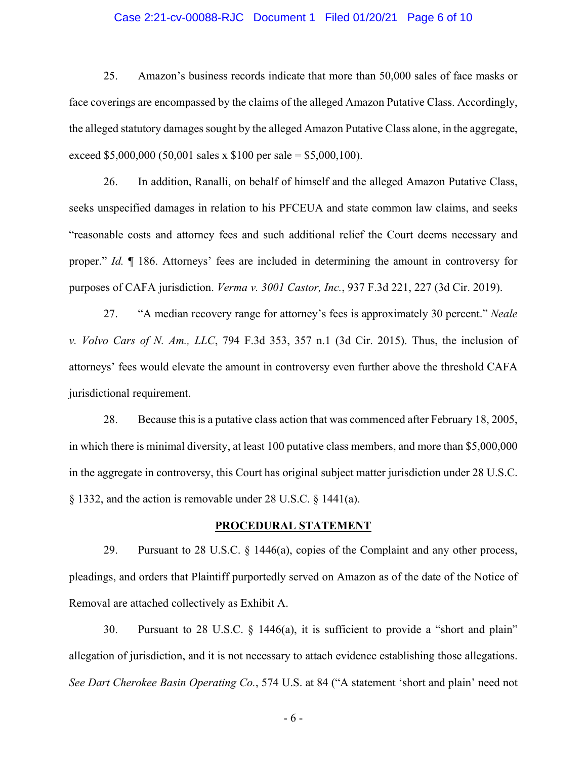25. Amazon's business records indicate that more than 50,000 sales of face masks or face coverings are encompassed by the claims of the alleged Amazon Putative Class. Accordingly, the alleged statutory damages sought by the alleged Amazon Putative Class alone, in the aggregate, exceed $5,000,000 (50,001 sales x $100 per sale = $5,000,100).

26. In addition, Ranalli, on behalf of himself and the alleged Amazon Putative Class, seeks unspecified damages in relation to his PFCEUA and state common law claims, and seeks "reasonable costs and attorney fees and such additional relief the Court deems necessary and proper." *Id.* ¶ 186. Attorneys' fees are included in determining the amount in controversy for purposes of CAFA jurisdiction. *Verma v. 3001 Castor, Inc.*, 937 F.3d 221, 227 (3d Cir. 2019).

27. "A median recovery range for attorney's fees is approximately 30 percent." *Neale v. Volvo Cars of N. Am., LLC*, 794 F.3d 353, 357 n.1 (3d Cir. 2015). Thus, the inclusion of attorneys' fees would elevate the amount in controversy even further above the threshold CAFA jurisdictional requirement.

28. Because this is a putative class action that was commenced after February 18, 2005, in which there is minimal diversity, at least 100 putative class members, and more than $5,000,000 in the aggregate in controversy, this Court has original subject matter jurisdiction under 28 U.S.C. § 1332, and the action is removable under 28 U.S.C. § 1441(a).

## PROCEDURAL STATEMENT

29. Pursuant to 28 U.S.C. § 1446(a), copies of the Complaint and any other process, pleadings, and orders that Plaintiff purportedly served on Amazon as of the date of the Notice of Removal are attached collectively as Exhibit A.

30. Pursuant to 28 U.S.C. § 1446(a), it is sufficient to provide a "short and plain" allegation of jurisdiction, and it is not necessary to attach evidence establishing those allegations. *See Dart Cherokee Basin Operating Co.*, 574 U.S. at 84 ("A statement 'short and plain' need not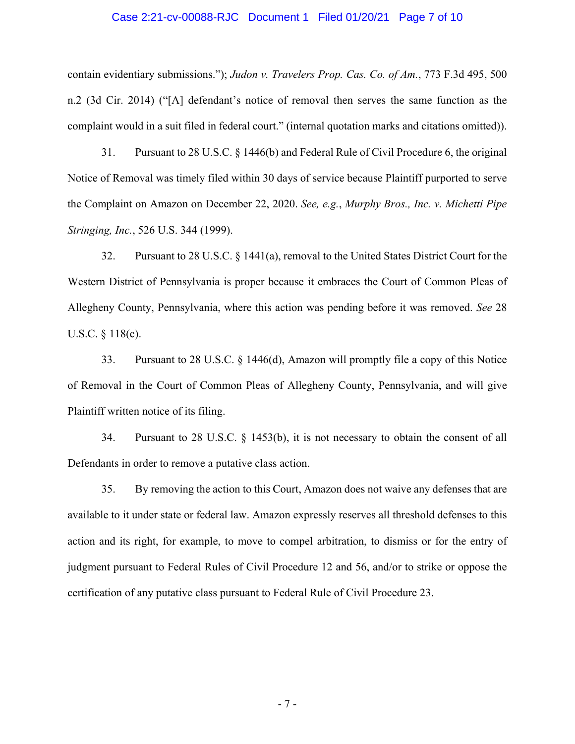contain evidentiary submissions."); *Judon v. Travelers Prop. Cas. Co. of Am.*, 773 F.3d 495, 500 n.2 (3d Cir. 2014) ("[A] defendant's notice of removal then serves the same function as the complaint would in a suit filed in federal court." (internal quotation marks and citations omitted)).

31. Pursuant to 28 U.S.C. § 1446(b) and Federal Rule of Civil Procedure 6, the original Notice of Removal was timely filed within 30 days of service because Plaintiff purported to serve the Complaint on Amazon on December 22, 2020. *See, e.g.*, *Murphy Bros., Inc. v. Michetti Pipe Stringing, Inc.*, 526 U.S. 344 (1999).

32. Pursuant to 28 U.S.C. § 1441(a), removal to the United States District Court for the Western District of Pennsylvania is proper because it embraces the Court of Common Pleas of Allegheny County, Pennsylvania, where this action was pending before it was removed. *See* 28 U.S.C. § 118(c).

33. Pursuant to 28 U.S.C. § 1446(d), Amazon will promptly file a copy of this Notice of Removal in the Court of Common Pleas of Allegheny County, Pennsylvania, and will give Plaintiff written notice of its filing.

34. Pursuant to 28 U.S.C. § 1453(b), it is not necessary to obtain the consent of all Defendants in order to remove a putative class action.

35. By removing the action to this Court, Amazon does not waive any defenses that are available to it under state or federal law. Amazon expressly reserves all threshold defenses to this action and its right, for example, to move to compel arbitration, to dismiss or for the entry of judgment pursuant to Federal Rules of Civil Procedure 12 and 56, and/or to strike or oppose the certification of any putative class pursuant to Federal Rule of Civil Procedure 23.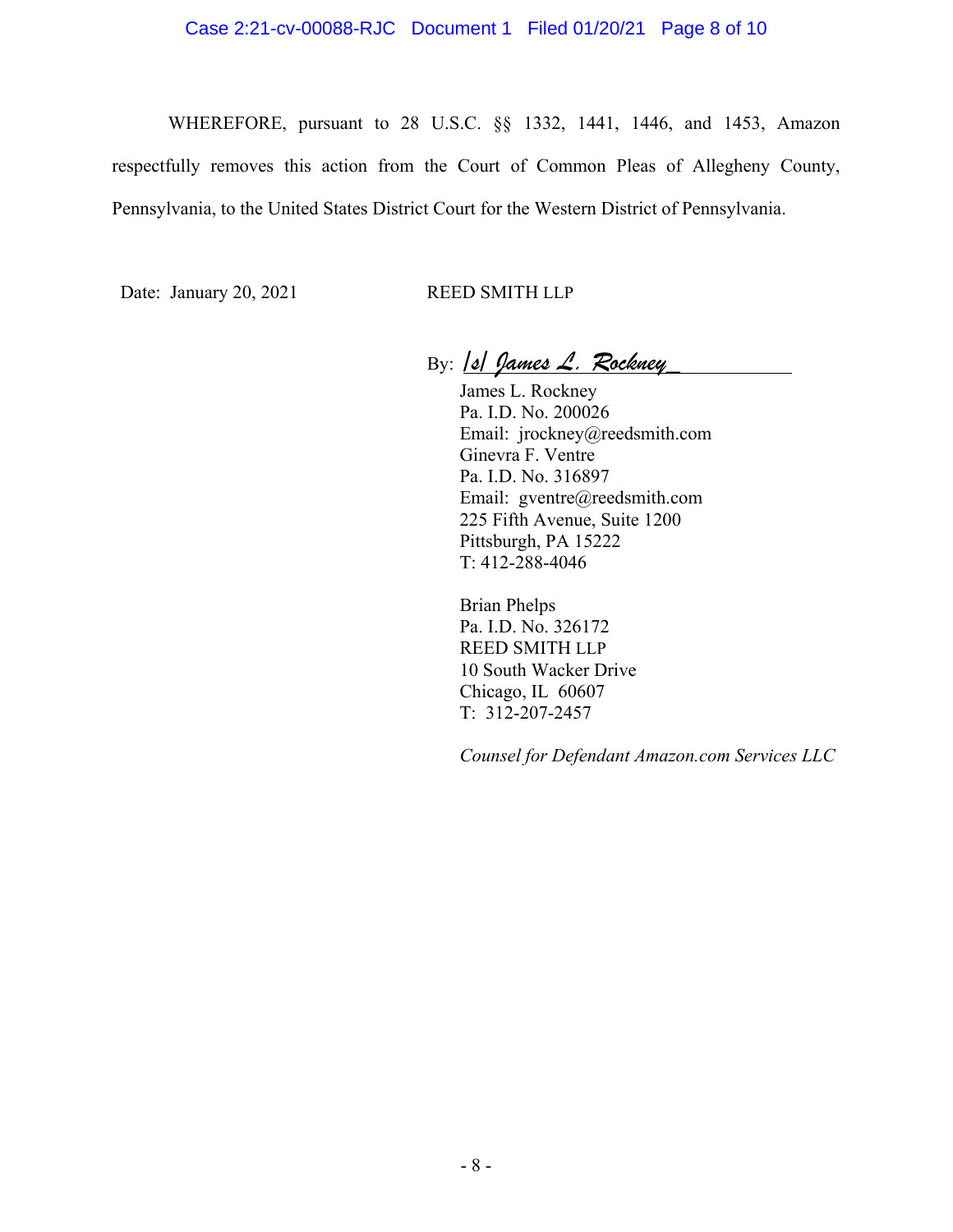WHEREFORE, pursuant to 28 U.S.C. §§ 1332, 1441, 1446, and 1453, Amazon respectfully removes this action from the Court of Common Pleas of Allegheny County, Pennsylvania, to the United States District Court for the Western District of Pennsylvania.

Date: January 20, 2021

REED SMITH LLP

By: /s/ James L. Rockney

James L. Rockney
Pa. I.D. No. 200026
Email: jrockney@reedsmith.com
Ginevra F. Ventre
Pa. I.D. No. 316897
Email: gventre@reedsmith.com
225 Fifth Avenue, Suite 1200
Pittsburgh, PA 15222
T: 412-288-4046

Brian Phelps
Pa. I.D. No. 326172
REED SMITH LLP
10 South Wacker Drive
Chicago, IL 60607
T: 312-207-2457

*Counsel for Defendant Amazon.com Services LLC*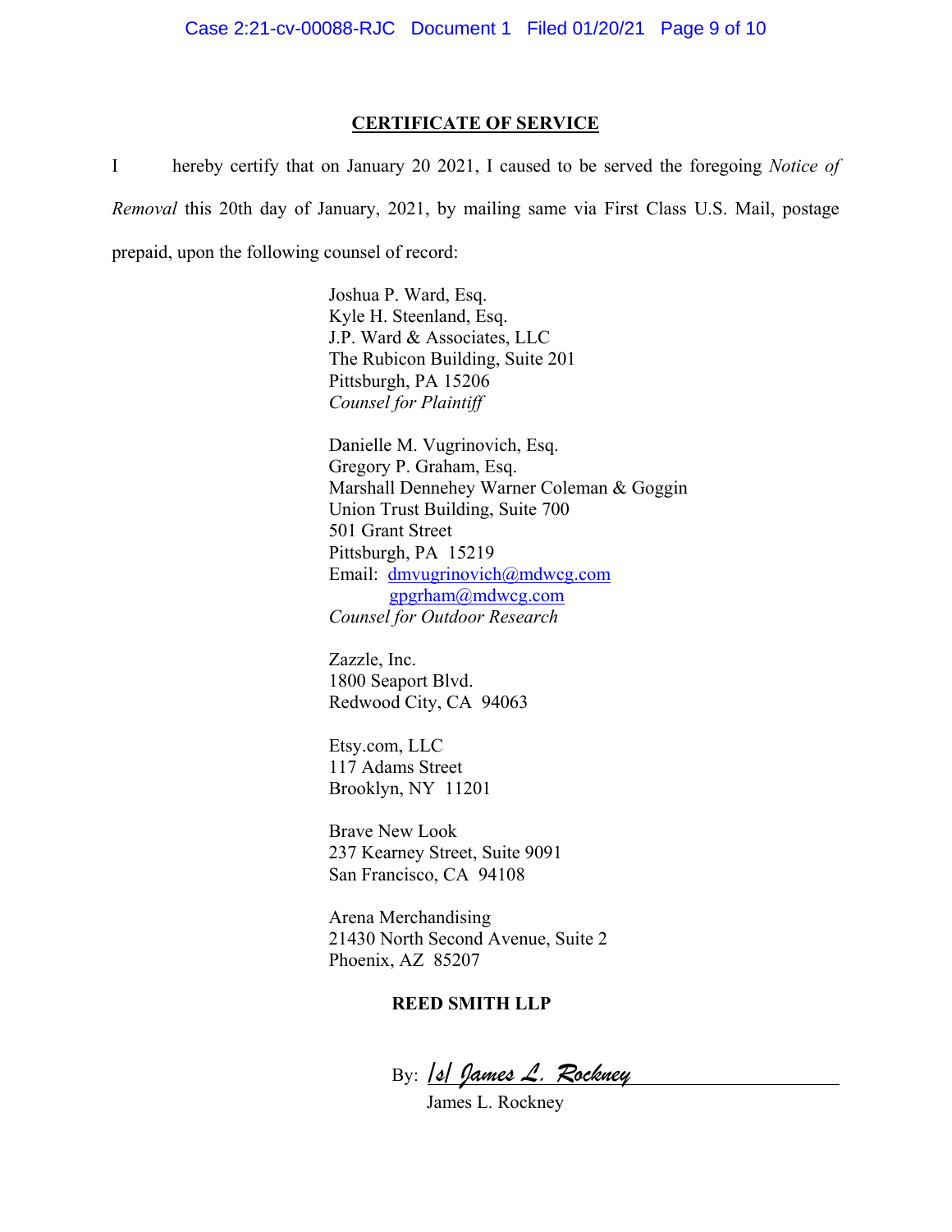## CERTIFICATE OF SERVICE

I hereby certify that on January 20 2021, I caused to be served the foregoing *Notice of Removal* this 20th day of January, 2021, by mailing same via First Class U.S. Mail, postage prepaid, upon the following counsel of record:

Joshua P. Ward, Esq.
Kyle H. Steenland, Esq.
J.P. Ward & Associates, LLC
The Rubicon Building, Suite 201
Pittsburgh, PA 15206
*Counsel for Plaintiff*

Danielle M. Vugrinovich, Esq.
Gregory P. Graham, Esq.
Marshall Dennehey Warner Coleman & Goggin
Union Trust Building, Suite 700
501 Grant Street
Pittsburgh, PA 15219
Email: dmvugrinovich@mdwcg.com
gpgrham@mdwcg.com
*Counsel for Outdoor Research*

Zazzle, Inc.
1800 Seaport Blvd.
Redwood City, CA 94063

Etsy.com, LLC
117 Adams Street
Brooklyn, NY 11201

Brave New Look
237 Kearney Street, Suite 9091
San Francisco, CA 94108

Arena Merchandising
21430 North Second Avenue, Suite 2
Phoenix, AZ 85207

**REED SMITH LLP**

By: /s/ James L. Rockney
James L. Rockney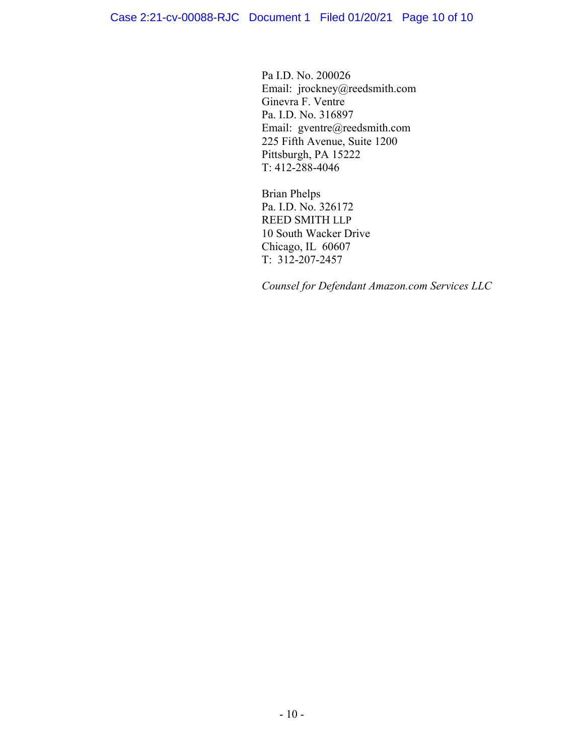Pa I.D. No. 200026
Email: jrockney@reedsmith.com
Ginevra F. Ventre
Pa. I.D. No. 316897
Email: gventre@reedsmith.com
225 Fifth Avenue, Suite 1200
Pittsburgh, PA 15222
T: 412-288-4046

Brian Phelps
Pa. I.D. No. 326172
REED SMITH LLP
10 South Wacker Drive
Chicago, IL 60607
T: 312-207-2457

*Counsel for Defendant Amazon.com Services LLC*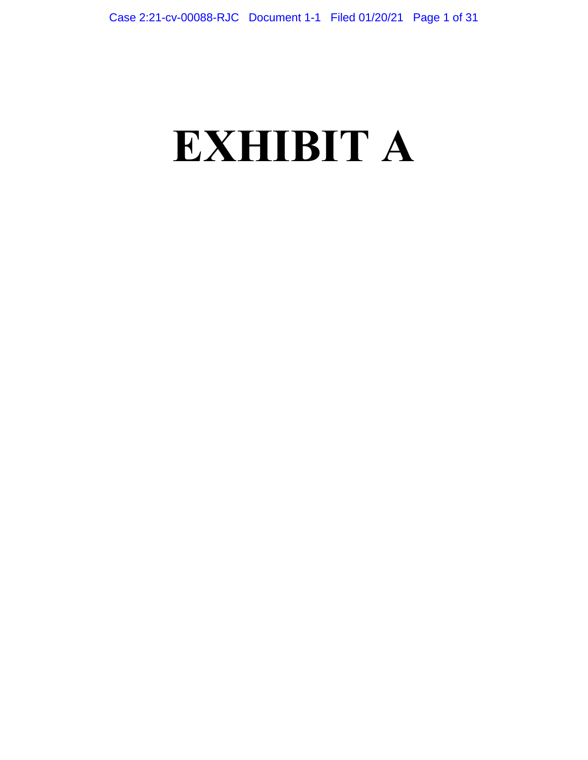# EXHIBIT A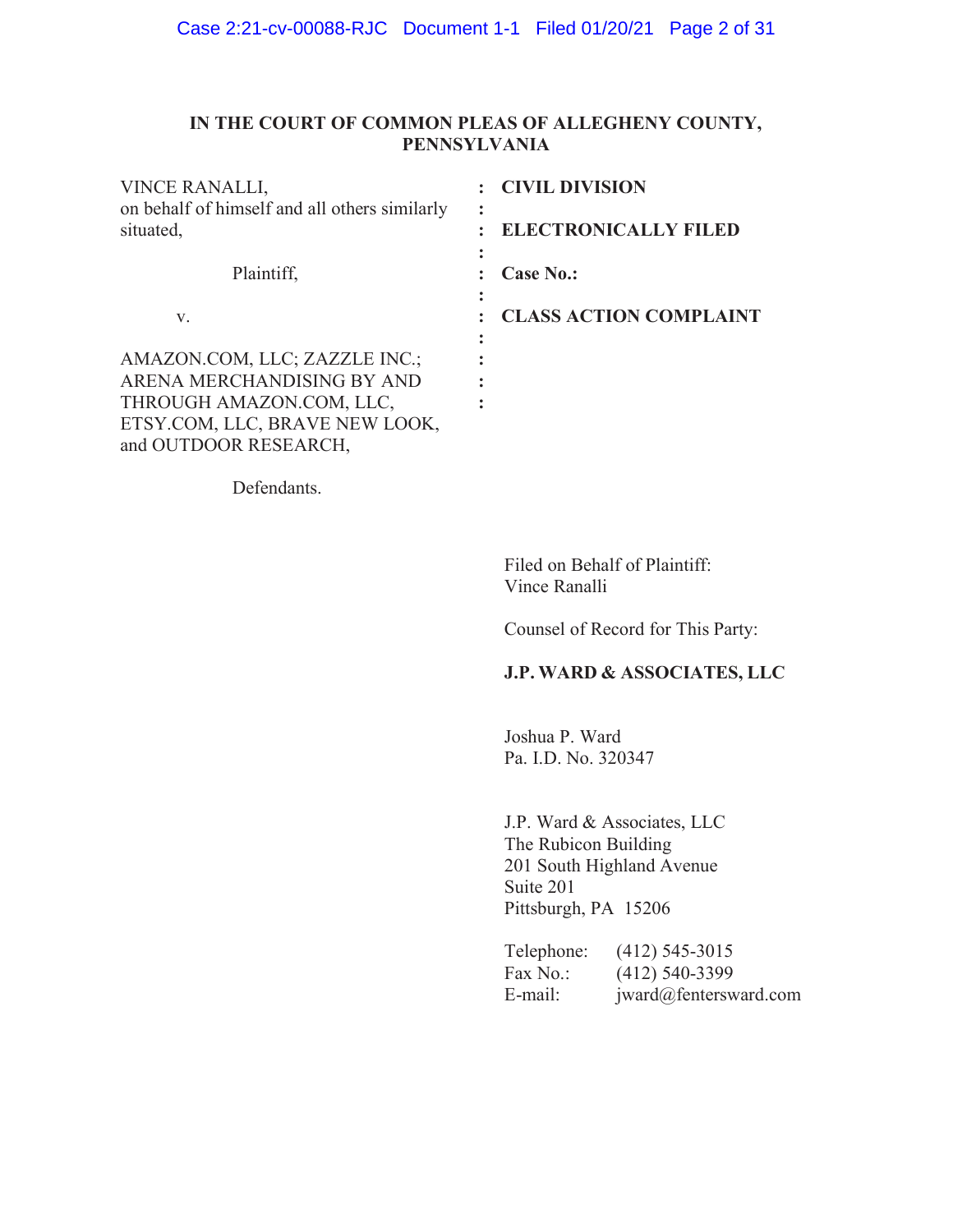**IN THE COURT OF COMMON PLEAS OF ALLEGHENY COUNTY, PENNSYLVANIA**

| | | |
|---|---|---|
| VINCE RANALLI, on behalf of himself and all others similarly situated, | : | **CIVIL DIVISION** |
| | : | **ELECTRONICALLY FILED** |
| Plaintiff, | : | **Case No.:** |
| v. | : | **CLASS ACTION COMPLAINT** |
| AMAZON.COM, LLC; ZAZZLE INC.; ARENA MERCHANDISING BY AND THROUGH AMAZON.COM, LLC, ETSY.COM, LLC, BRAVE NEW LOOK, and OUTDOOR RESEARCH, | : | |
| Defendants. | | |

Filed on Behalf of Plaintiff:
Vince Ranalli

Counsel of Record for This Party:

**J.P. WARD & ASSOCIATES, LLC**

Joshua P. Ward
Pa. I.D. No. 320347

J.P. Ward & Associates, LLC
The Rubicon Building
201 South Highland Avenue
Suite 201
Pittsburgh, PA 15206

Telephone: (412) 545-3015
Fax No.: (412) 540-3399
E-mail: jward@fentersward.com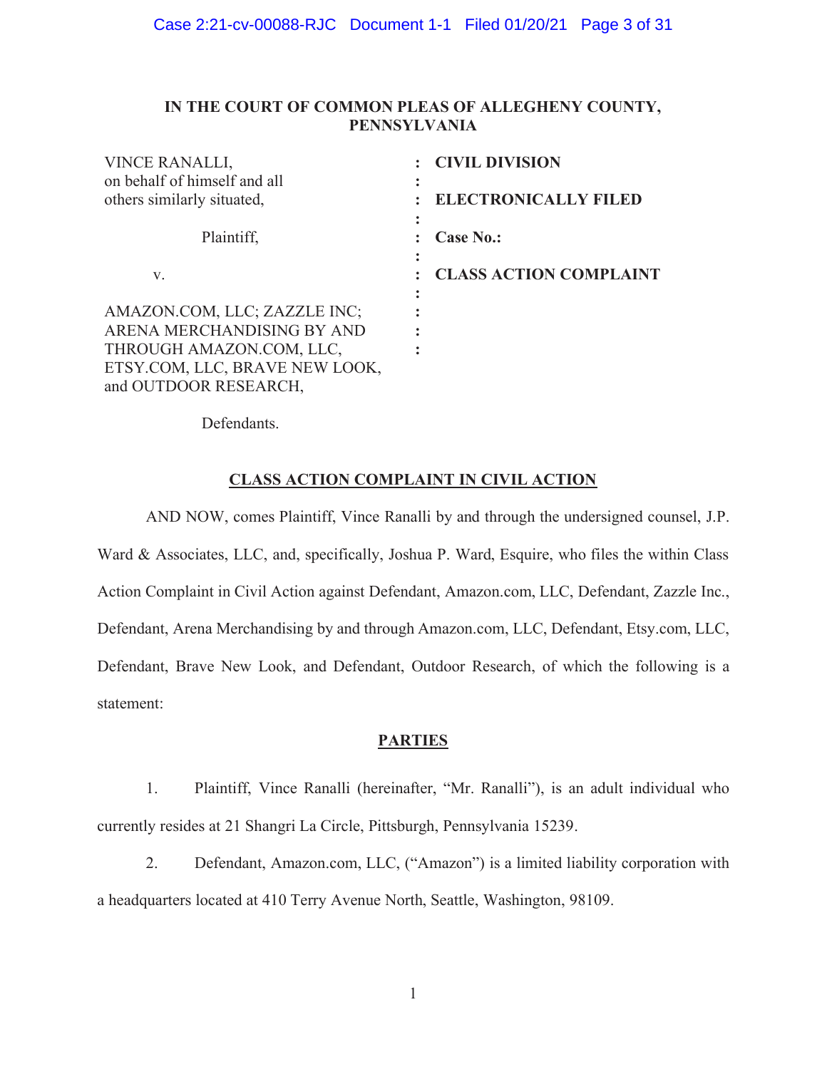**IN THE COURT OF COMMON PLEAS OF ALLEGHENY COUNTY, PENNSYLVANIA**

| | | |
|---|---|---|
| VINCE RANALLI, on behalf of himself and all others similarly situated, | : | **CIVIL DIVISION** |
| | : | **ELECTRONICALLY FILED** |
| Plaintiff, | : | **Case No.:** |
| v. | : | **CLASS ACTION COMPLAINT** |
| AMAZON.COM, LLC; ZAZZLE INC; ARENA MERCHANDISING BY AND THROUGH AMAZON.COM, LLC, ETSY.COM, LLC, BRAVE NEW LOOK, and OUTDOOR RESEARCH, | : | |
| Defendants. | | |

## CLASS ACTION COMPLAINT IN CIVIL ACTION

AND NOW, comes Plaintiff, Vince Ranalli by and through the undersigned counsel, J.P. Ward & Associates, LLC, and, specifically, Joshua P. Ward, Esquire, who files the within Class Action Complaint in Civil Action against Defendant, Amazon.com, LLC, Defendant, Zazzle Inc., Defendant, Arena Merchandising by and through Amazon.com, LLC, Defendant, Etsy.com, LLC, Defendant, Brave New Look, and Defendant, Outdoor Research, of which the following is a statement:

## PARTIES

1. Plaintiff, Vince Ranalli (hereinafter, "Mr. Ranalli"), is an adult individual who currently resides at 21 Shangri La Circle, Pittsburgh, Pennsylvania 15239.

2. Defendant, Amazon.com, LLC, ("Amazon") is a limited liability corporation with a headquarters located at 410 Terry Avenue North, Seattle, Washington, 98109.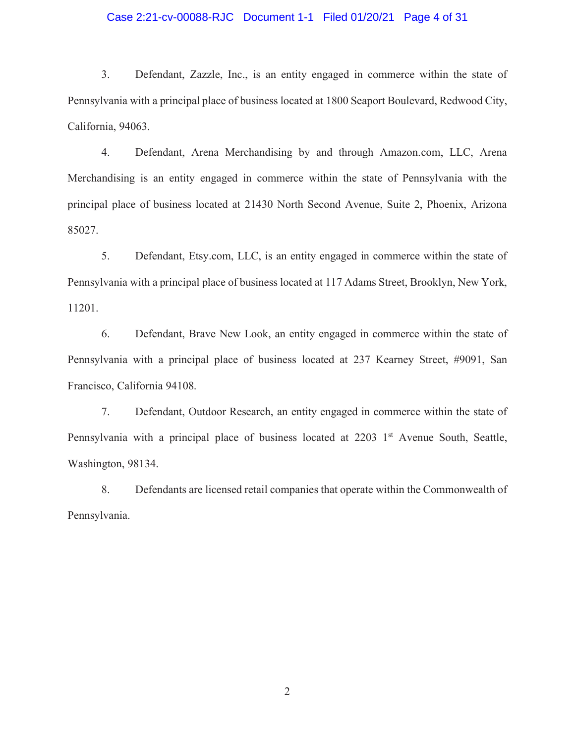3. Defendant, Zazzle, Inc., is an entity engaged in commerce within the state of Pennsylvania with a principal place of business located at 1800 Seaport Boulevard, Redwood City, California, 94063.

4. Defendant, Arena Merchandising by and through Amazon.com, LLC, Arena Merchandising is an entity engaged in commerce within the state of Pennsylvania with the principal place of business located at 21430 North Second Avenue, Suite 2, Phoenix, Arizona 85027.

5. Defendant, Etsy.com, LLC, is an entity engaged in commerce within the state of Pennsylvania with a principal place of business located at 117 Adams Street, Brooklyn, New York, 11201.

6. Defendant, Brave New Look, an entity engaged in commerce within the state of Pennsylvania with a principal place of business located at 237 Kearney Street, #9091, San Francisco, California 94108.

7. Defendant, Outdoor Research, an entity engaged in commerce within the state of Pennsylvania with a principal place of business located at 2203 1st Avenue South, Seattle, Washington, 98134.

8. Defendants are licensed retail companies that operate within the Commonwealth of Pennsylvania.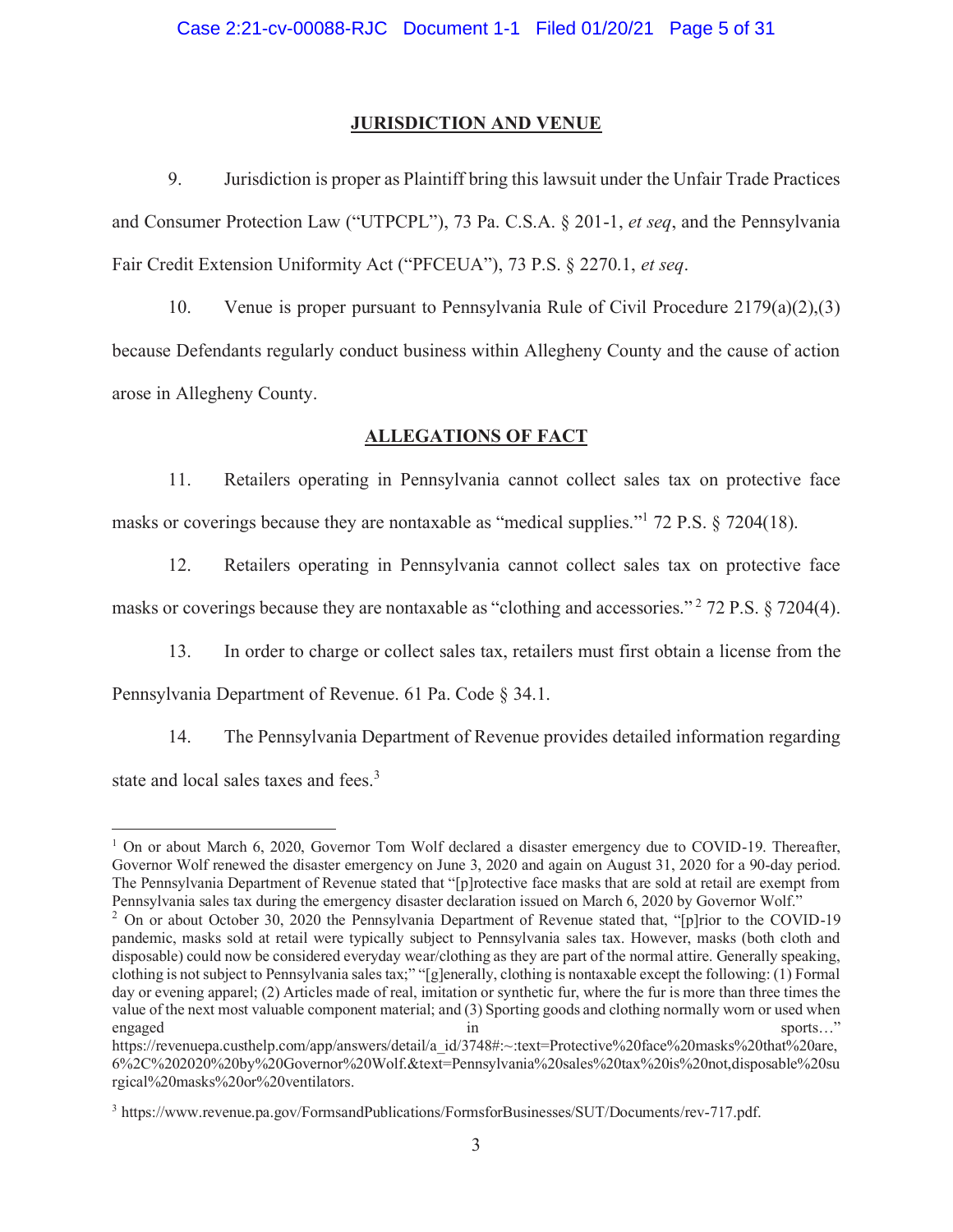## JURISDICTION AND VENUE

9. Jurisdiction is proper as Plaintiff bring this lawsuit under the Unfair Trade Practices and Consumer Protection Law ("UTPCPL"), 73 Pa. C.S.A. § 201-1, *et seq*, and the Pennsylvania Fair Credit Extension Uniformity Act ("PFCEUA"), 73 P.S. § 2270.1, *et seq*.

10. Venue is proper pursuant to Pennsylvania Rule of Civil Procedure 2179(a)(2),(3) because Defendants regularly conduct business within Allegheny County and the cause of action arose in Allegheny County.

## ALLEGATIONS OF FACT

11. Retailers operating in Pennsylvania cannot collect sales tax on protective face masks or coverings because they are nontaxable as "medical supplies."[1] 72 P.S. § 7204(18).

12. Retailers operating in Pennsylvania cannot collect sales tax on protective face masks or coverings because they are nontaxable as "clothing and accessories."[2] 72 P.S. § 7204(4).

13. In order to charge or collect sales tax, retailers must first obtain a license from the Pennsylvania Department of Revenue. 61 Pa. Code § 34.1.

14. The Pennsylvania Department of Revenue provides detailed information regarding state and local sales taxes and fees.[3]

---

[1] On or about March 6, 2020, Governor Tom Wolf declared a disaster emergency due to COVID-19. Thereafter, Governor Wolf renewed the disaster emergency on June 3, 2020 and again on August 31, 2020 for a 90-day period. The Pennsylvania Department of Revenue stated that "[p]rotective face masks that are sold at retail are exempt from Pennsylvania sales tax during the emergency disaster declaration issued on March 6, 2020 by Governor Wolf."

[2] On or about October 30, 2020 the Pennsylvania Department of Revenue stated that, "[p]rior to the COVID-19 pandemic, masks sold at retail were typically subject to Pennsylvania sales tax. However, masks (both cloth and disposable) could now be considered everyday wear/clothing as they are part of the normal attire. Generally speaking, clothing is not subject to Pennsylvania sales tax;" "[g]enerally, clothing is nontaxable except the following: (1) Formal day or evening apparel; (2) Articles made of real, imitation or synthetic fur, where the fur is more than three times the value of the next most valuable component material; and (3) Sporting goods and clothing normally worn or used when engaged in sports…" https://revenuepa.custhelp.com/app/answers/detail/a_id/3748#:~:text=Protective%20face%20masks%20that%20are,6%2C%202020%20by%20Governor%20Wolf.&text=Pennsylvania%20sales%20tax%20is%20not,disposable%20surgical%20masks%20or%20ventilators.

[3] https://www.revenue.pa.gov/FormsandPublications/FormsforBusinesses/SUT/Documents/rev-717.pdf.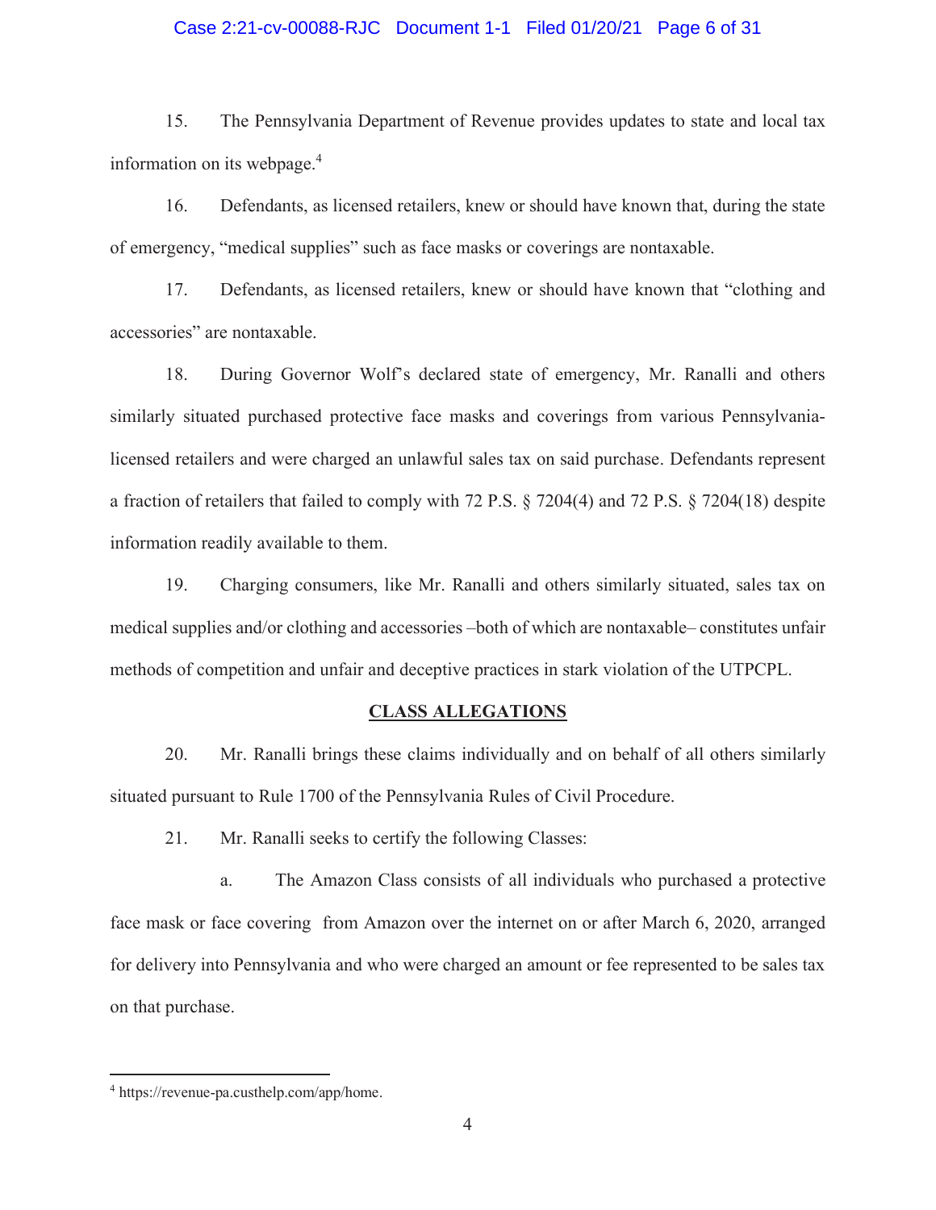15. The Pennsylvania Department of Revenue provides updates to state and local tax information on its webpage.[4]

16. Defendants, as licensed retailers, knew or should have known that, during the state of emergency, "medical supplies" such as face masks or coverings are nontaxable.

17. Defendants, as licensed retailers, knew or should have known that "clothing and accessories" are nontaxable.

18. During Governor Wolf's declared state of emergency, Mr. Ranalli and others similarly situated purchased protective face masks and coverings from various Pennsylvania-licensed retailers and were charged an unlawful sales tax on said purchase. Defendants represent a fraction of retailers that failed to comply with 72 P.S. § 7204(4) and 72 P.S. § 7204(18) despite information readily available to them.

19. Charging consumers, like Mr. Ranalli and others similarly situated, sales tax on medical supplies and/or clothing and accessories –both of which are nontaxable– constitutes unfair methods of competition and unfair and deceptive practices in stark violation of the UTPCPL.

## CLASS ALLEGATIONS

20. Mr. Ranalli brings these claims individually and on behalf of all others similarly situated pursuant to Rule 1700 of the Pennsylvania Rules of Civil Procedure.

21. Mr. Ranalli seeks to certify the following Classes:

a. The Amazon Class consists of all individuals who purchased a protective face mask or face covering from Amazon over the internet on or after March 6, 2020, arranged for delivery into Pennsylvania and who were charged an amount or fee represented to be sales tax on that purchase.

---

[4] https://revenue-pa.custhelp.com/app/home.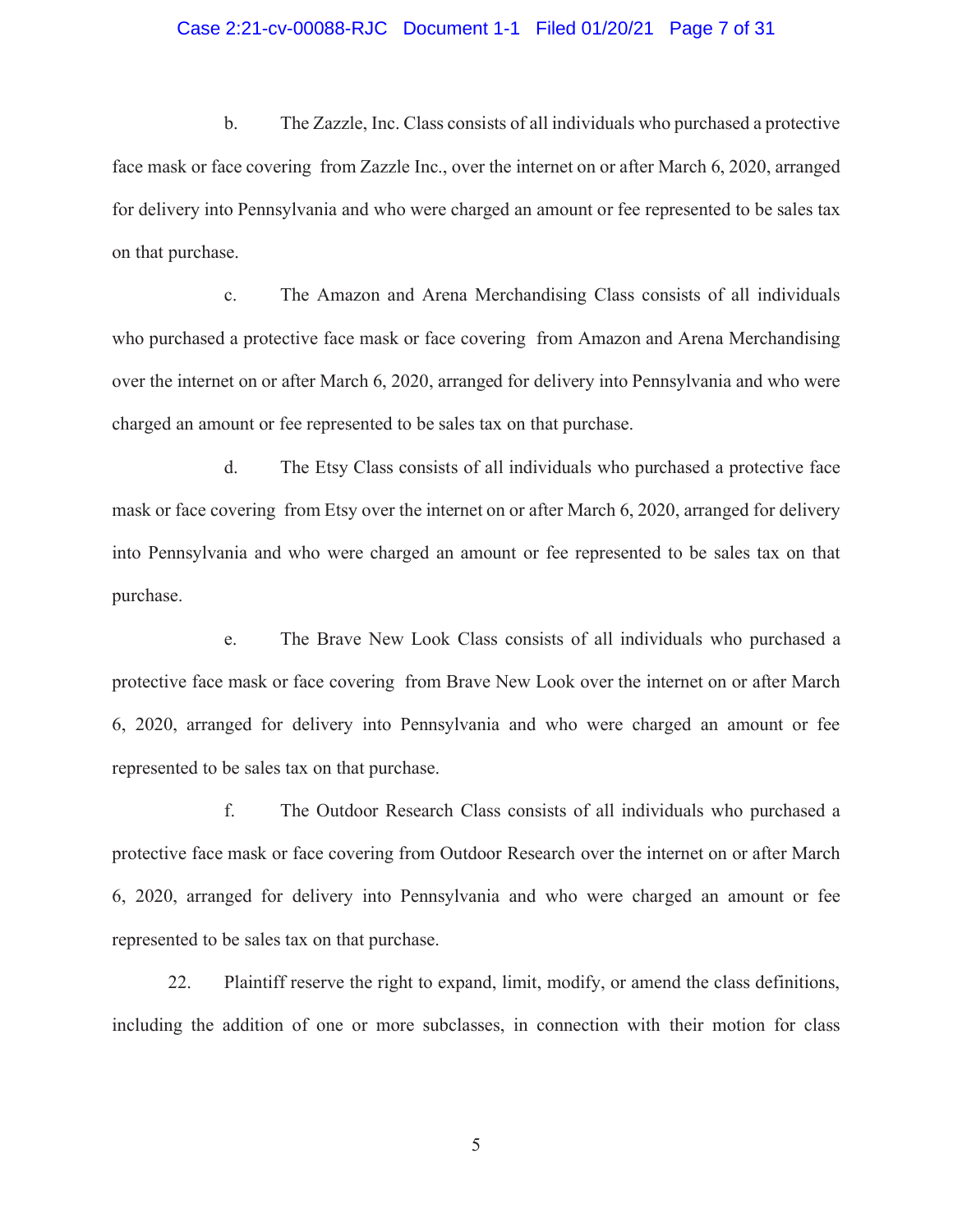b. The Zazzle, Inc. Class consists of all individuals who purchased a protective face mask or face covering from Zazzle Inc., over the internet on or after March 6, 2020, arranged for delivery into Pennsylvania and who were charged an amount or fee represented to be sales tax on that purchase.

c. The Amazon and Arena Merchandising Class consists of all individuals who purchased a protective face mask or face covering from Amazon and Arena Merchandising over the internet on or after March 6, 2020, arranged for delivery into Pennsylvania and who were charged an amount or fee represented to be sales tax on that purchase.

d. The Etsy Class consists of all individuals who purchased a protective face mask or face covering from Etsy over the internet on or after March 6, 2020, arranged for delivery into Pennsylvania and who were charged an amount or fee represented to be sales tax on that purchase.

e. The Brave New Look Class consists of all individuals who purchased a protective face mask or face covering from Brave New Look over the internet on or after March 6, 2020, arranged for delivery into Pennsylvania and who were charged an amount or fee represented to be sales tax on that purchase.

f. The Outdoor Research Class consists of all individuals who purchased a protective face mask or face covering from Outdoor Research over the internet on or after March 6, 2020, arranged for delivery into Pennsylvania and who were charged an amount or fee represented to be sales tax on that purchase.

22. Plaintiff reserve the right to expand, limit, modify, or amend the class definitions, including the addition of one or more subclasses, in connection with their motion for class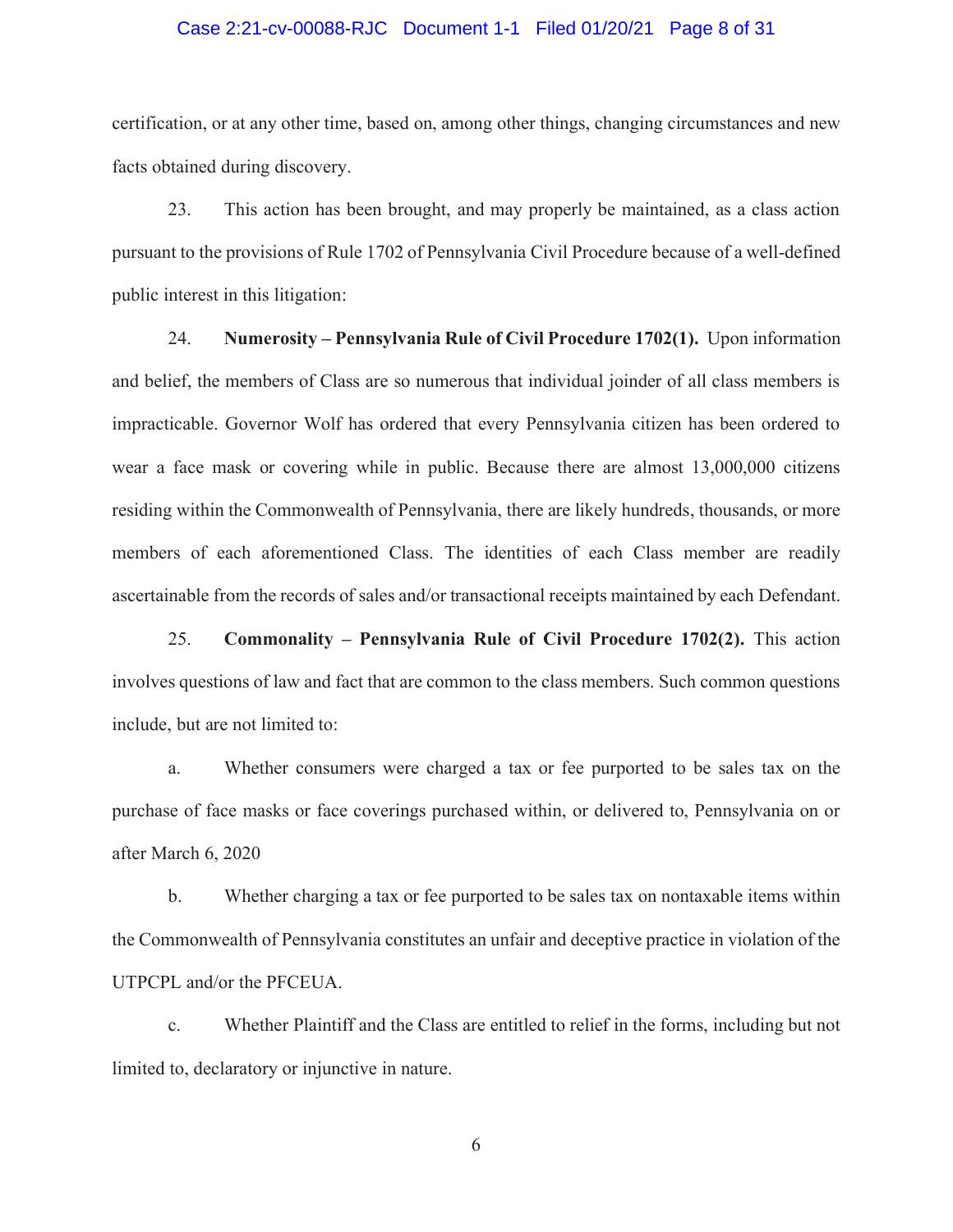certification, or at any other time, based on, among other things, changing circumstances and new facts obtained during discovery.

23. This action has been brought, and may properly be maintained, as a class action pursuant to the provisions of Rule 1702 of Pennsylvania Civil Procedure because of a well-defined public interest in this litigation:

24. **Numerosity – Pennsylvania Rule of Civil Procedure 1702(1).** Upon information and belief, the members of Class are so numerous that individual joinder of all class members is impracticable. Governor Wolf has ordered that every Pennsylvania citizen has been ordered to wear a face mask or covering while in public. Because there are almost 13,000,000 citizens residing within the Commonwealth of Pennsylvania, there are likely hundreds, thousands, or more members of each aforementioned Class. The identities of each Class member are readily ascertainable from the records of sales and/or transactional receipts maintained by each Defendant.

25. **Commonality – Pennsylvania Rule of Civil Procedure 1702(2).** This action involves questions of law and fact that are common to the class members. Such common questions include, but are not limited to:

a. Whether consumers were charged a tax or fee purported to be sales tax on the purchase of face masks or face coverings purchased within, or delivered to, Pennsylvania on or after March 6, 2020

b. Whether charging a tax or fee purported to be sales tax on nontaxable items within the Commonwealth of Pennsylvania constitutes an unfair and deceptive practice in violation of the UTPCPL and/or the PFCEUA.

c. Whether Plaintiff and the Class are entitled to relief in the forms, including but not limited to, declaratory or injunctive in nature.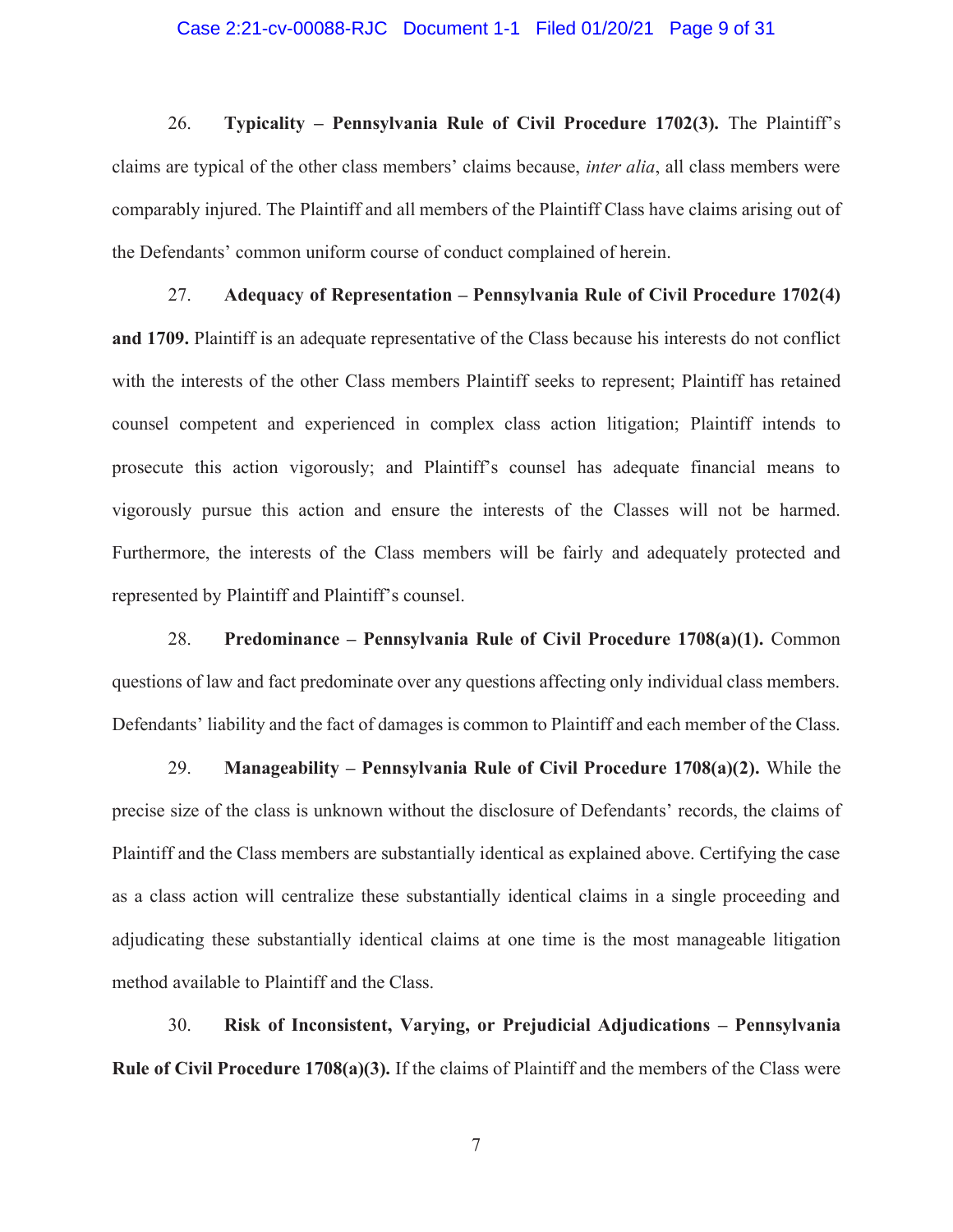26. **Typicality – Pennsylvania Rule of Civil Procedure 1702(3).** The Plaintiff's claims are typical of the other class members' claims because, *inter alia*, all class members were comparably injured. The Plaintiff and all members of the Plaintiff Class have claims arising out of the Defendants' common uniform course of conduct complained of herein.

27. **Adequacy of Representation – Pennsylvania Rule of Civil Procedure 1702(4) and 1709.** Plaintiff is an adequate representative of the Class because his interests do not conflict with the interests of the other Class members Plaintiff seeks to represent; Plaintiff has retained counsel competent and experienced in complex class action litigation; Plaintiff intends to prosecute this action vigorously; and Plaintiff's counsel has adequate financial means to vigorously pursue this action and ensure the interests of the Classes will not be harmed. Furthermore, the interests of the Class members will be fairly and adequately protected and represented by Plaintiff and Plaintiff's counsel.

28. **Predominance – Pennsylvania Rule of Civil Procedure 1708(a)(1).** Common questions of law and fact predominate over any questions affecting only individual class members. Defendants' liability and the fact of damages is common to Plaintiff and each member of the Class.

29. **Manageability – Pennsylvania Rule of Civil Procedure 1708(a)(2).** While the precise size of the class is unknown without the disclosure of Defendants' records, the claims of Plaintiff and the Class members are substantially identical as explained above. Certifying the case as a class action will centralize these substantially identical claims in a single proceeding and adjudicating these substantially identical claims at one time is the most manageable litigation method available to Plaintiff and the Class.

30. **Risk of Inconsistent, Varying, or Prejudicial Adjudications – Pennsylvania Rule of Civil Procedure 1708(a)(3).** If the claims of Plaintiff and the members of the Class were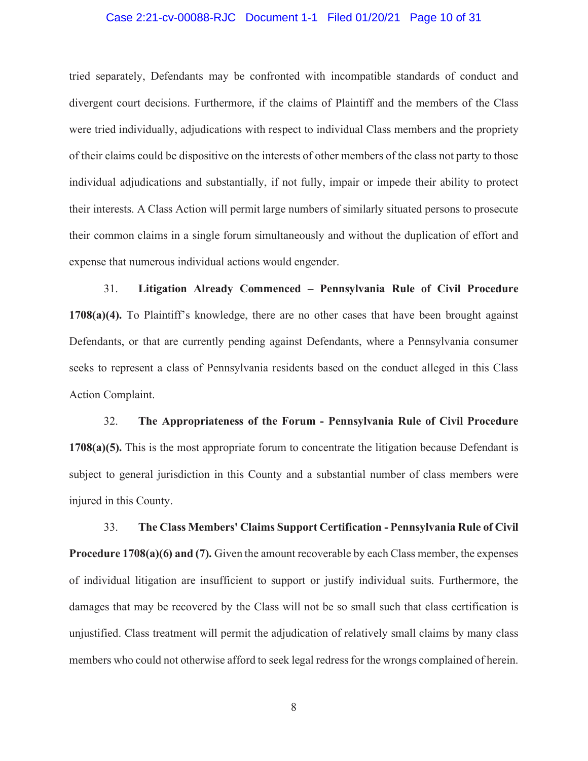tried separately, Defendants may be confronted with incompatible standards of conduct and divergent court decisions. Furthermore, if the claims of Plaintiff and the members of the Class were tried individually, adjudications with respect to individual Class members and the propriety of their claims could be dispositive on the interests of other members of the class not party to those individual adjudications and substantially, if not fully, impair or impede their ability to protect their interests. A Class Action will permit large numbers of similarly situated persons to prosecute their common claims in a single forum simultaneously and without the duplication of effort and expense that numerous individual actions would engender.

31. **Litigation Already Commenced – Pennsylvania Rule of Civil Procedure 1708(a)(4).** To Plaintiff's knowledge, there are no other cases that have been brought against Defendants, or that are currently pending against Defendants, where a Pennsylvania consumer seeks to represent a class of Pennsylvania residents based on the conduct alleged in this Class Action Complaint.

32. **The Appropriateness of the Forum - Pennsylvania Rule of Civil Procedure 1708(a)(5).** This is the most appropriate forum to concentrate the litigation because Defendant is subject to general jurisdiction in this County and a substantial number of class members were injured in this County.

33. **The Class Members' Claims Support Certification - Pennsylvania Rule of Civil Procedure 1708(a)(6) and (7).** Given the amount recoverable by each Class member, the expenses of individual litigation are insufficient to support or justify individual suits. Furthermore, the damages that may be recovered by the Class will not be so small such that class certification is unjustified. Class treatment will permit the adjudication of relatively small claims by many class members who could not otherwise afford to seek legal redress for the wrongs complained of herein.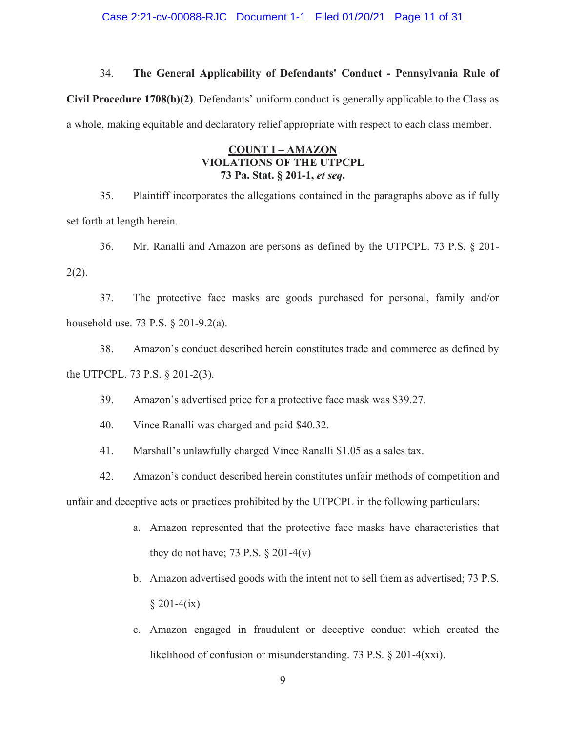34. **The General Applicability of Defendants' Conduct - Pennsylvania Rule of Civil Procedure 1708(b)(2)**. Defendants' uniform conduct is generally applicable to the Class as a whole, making equitable and declaratory relief appropriate with respect to each class member.

**COUNT I – AMAZON**
**VIOLATIONS OF THE UTPCPL**
**73 Pa. Stat. § 201-1, *et seq*.**

35. Plaintiff incorporates the allegations contained in the paragraphs above as if fully set forth at length herein.

36. Mr. Ranalli and Amazon are persons as defined by the UTPCPL. 73 P.S. § 201-2(2).

37. The protective face masks are goods purchased for personal, family and/or household use. 73 P.S. § 201-9.2(a).

38. Amazon's conduct described herein constitutes trade and commerce as defined by the UTPCPL. 73 P.S. § 201-2(3).

39. Amazon's advertised price for a protective face mask was $39.27.

40. Vince Ranalli was charged and paid $40.32.

41. Marshall's unlawfully charged Vince Ranalli $1.05 as a sales tax.

42. Amazon's conduct described herein constitutes unfair methods of competition and unfair and deceptive acts or practices prohibited by the UTPCPL in the following particulars:

a. Amazon represented that the protective face masks have characteristics that they do not have; 73 P.S. § 201-4(v)

b. Amazon advertised goods with the intent not to sell them as advertised; 73 P.S. § 201-4(ix)

c. Amazon engaged in fraudulent or deceptive conduct which created the likelihood of confusion or misunderstanding. 73 P.S. § 201-4(xxi).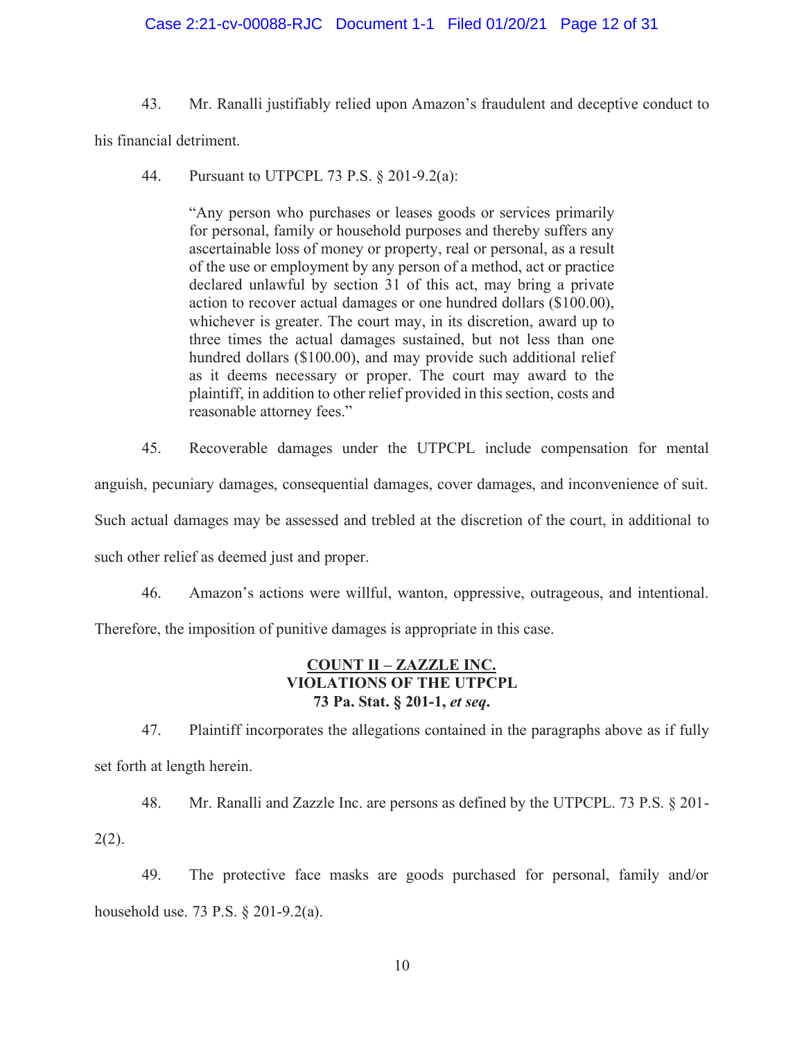43. Mr. Ranalli justifiably relied upon Amazon's fraudulent and deceptive conduct to his financial detriment.

44. Pursuant to UTPCPL 73 P.S. § 201-9.2(a):

> "Any person who purchases or leases goods or services primarily for personal, family or household purposes and thereby suffers any ascertainable loss of money or property, real or personal, as a result of the use or employment by any person of a method, act or practice declared unlawful by section 31 of this act, may bring a private action to recover actual damages or one hundred dollars ($100.00), whichever is greater. The court may, in its discretion, award up to three times the actual damages sustained, but not less than one hundred dollars ($100.00), and may provide such additional relief as it deems necessary or proper. The court may award to the plaintiff, in addition to other relief provided in this section, costs and reasonable attorney fees."

45. Recoverable damages under the UTPCPL include compensation for mental anguish, pecuniary damages, consequential damages, cover damages, and inconvenience of suit. Such actual damages may be assessed and trebled at the discretion of the court, in additional to such other relief as deemed just and proper.

46. Amazon's actions were willful, wanton, oppressive, outrageous, and intentional. Therefore, the imposition of punitive damages is appropriate in this case.

## COUNT II – ZAZZLE INC.
## VIOLATIONS OF THE UTPCPL
## 73 Pa. Stat. § 201-1, *et seq*.

47. Plaintiff incorporates the allegations contained in the paragraphs above as if fully set forth at length herein.

48. Mr. Ranalli and Zazzle Inc. are persons as defined by the UTPCPL. 73 P.S. § 201-2(2).

49. The protective face masks are goods purchased for personal, family and/or household use. 73 P.S. § 201-9.2(a).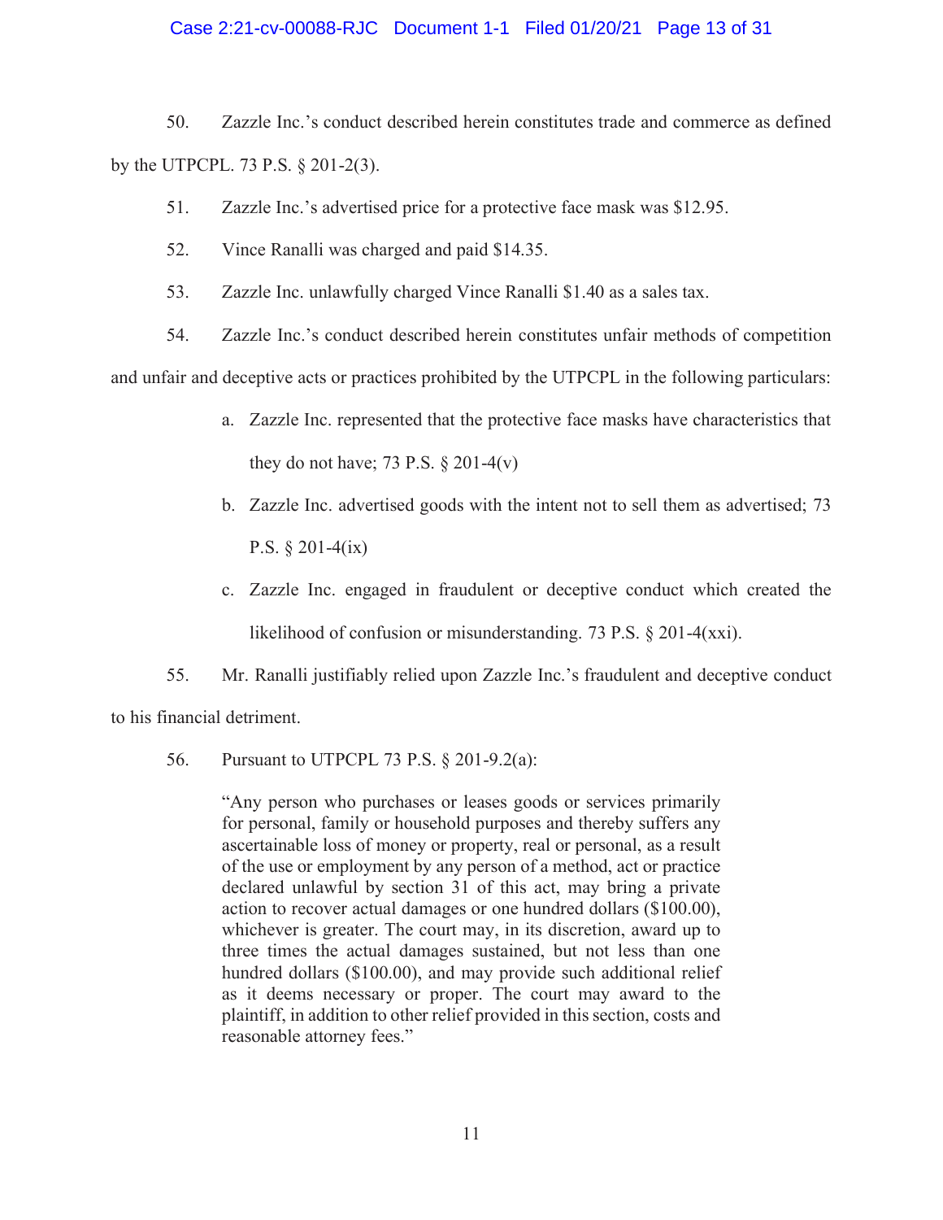50. Zazzle Inc.'s conduct described herein constitutes trade and commerce as defined by the UTPCPL. 73 P.S. § 201-2(3).

51. Zazzle Inc.'s advertised price for a protective face mask was $12.95.

52. Vince Ranalli was charged and paid $14.35.

53. Zazzle Inc. unlawfully charged Vince Ranalli $1.40 as a sales tax.

54. Zazzle Inc.'s conduct described herein constitutes unfair methods of competition and unfair and deceptive acts or practices prohibited by the UTPCPL in the following particulars:

a. Zazzle Inc. represented that the protective face masks have characteristics that they do not have; 73 P.S. § 201-4(v)

b. Zazzle Inc. advertised goods with the intent not to sell them as advertised; 73 P.S. § 201-4(ix)

c. Zazzle Inc. engaged in fraudulent or deceptive conduct which created the likelihood of confusion or misunderstanding. 73 P.S. § 201-4(xxi).

55. Mr. Ranalli justifiably relied upon Zazzle Inc.'s fraudulent and deceptive conduct to his financial detriment.

56. Pursuant to UTPCPL 73 P.S. § 201-9.2(a):

> "Any person who purchases or leases goods or services primarily for personal, family or household purposes and thereby suffers any ascertainable loss of money or property, real or personal, as a result of the use or employment by any person of a method, act or practice declared unlawful by section 31 of this act, may bring a private action to recover actual damages or one hundred dollars ($100.00), whichever is greater. The court may, in its discretion, award up to three times the actual damages sustained, but not less than one hundred dollars ($100.00), and may provide such additional relief as it deems necessary or proper. The court may award to the plaintiff, in addition to other relief provided in this section, costs and reasonable attorney fees."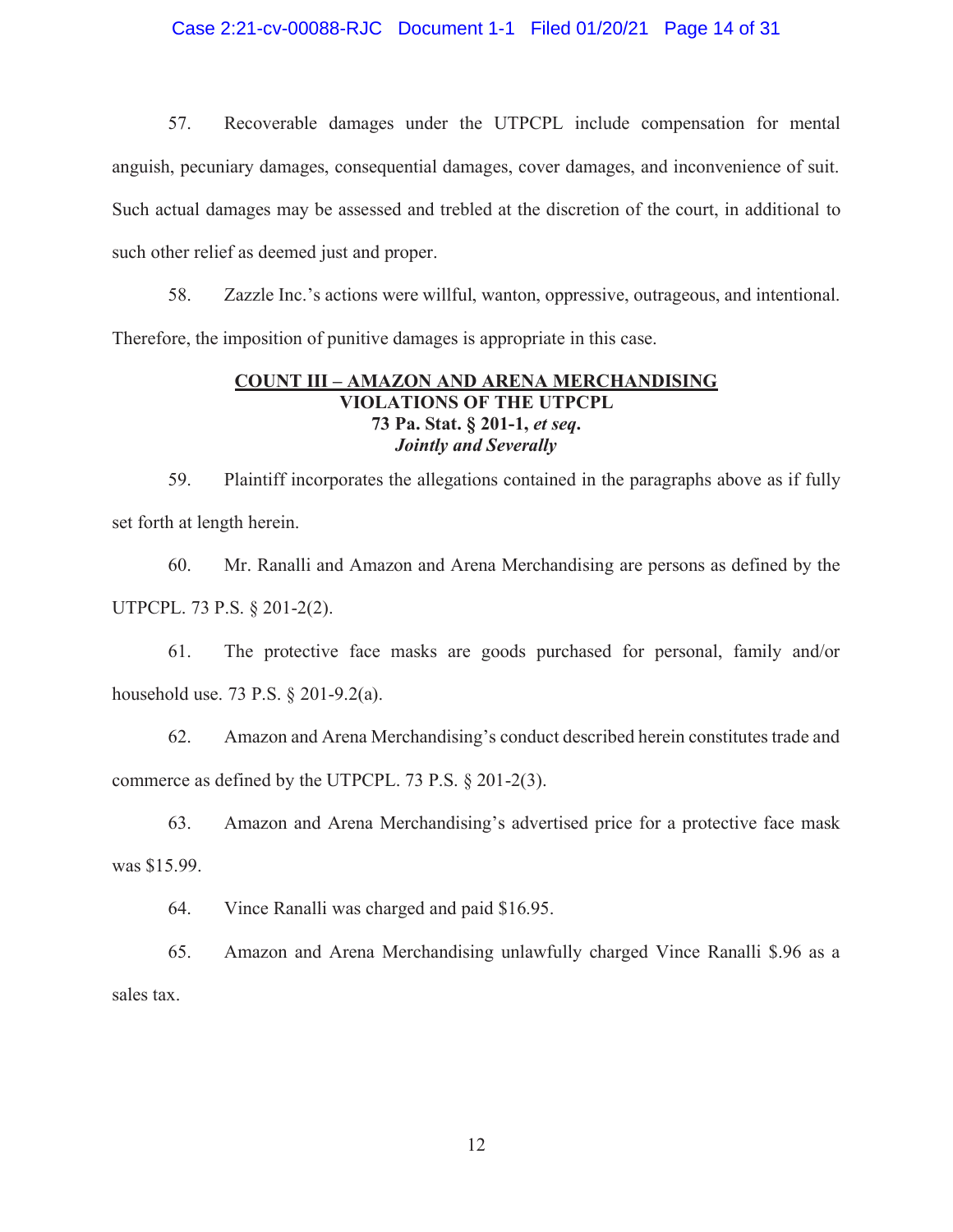57. Recoverable damages under the UTPCPL include compensation for mental anguish, pecuniary damages, consequential damages, cover damages, and inconvenience of suit. Such actual damages may be assessed and trebled at the discretion of the court, in additional to such other relief as deemed just and proper.

58. Zazzle Inc.'s actions were willful, wanton, oppressive, outrageous, and intentional. Therefore, the imposition of punitive damages is appropriate in this case.

**COUNT III – AMAZON AND ARENA MERCHANDISING**
**VIOLATIONS OF THE UTPCPL**
**73 Pa. Stat. § 201-1, *et seq*.**
***Jointly and Severally***

59. Plaintiff incorporates the allegations contained in the paragraphs above as if fully set forth at length herein.

60. Mr. Ranalli and Amazon and Arena Merchandising are persons as defined by the UTPCPL. 73 P.S. § 201-2(2).

61. The protective face masks are goods purchased for personal, family and/or household use. 73 P.S. § 201-9.2(a).

62. Amazon and Arena Merchandising's conduct described herein constitutes trade and commerce as defined by the UTPCPL. 73 P.S. § 201-2(3).

63. Amazon and Arena Merchandising's advertised price for a protective face mask was $15.99.

64. Vince Ranalli was charged and paid $16.95.

65. Amazon and Arena Merchandising unlawfully charged Vince Ranalli $.96 as a sales tax.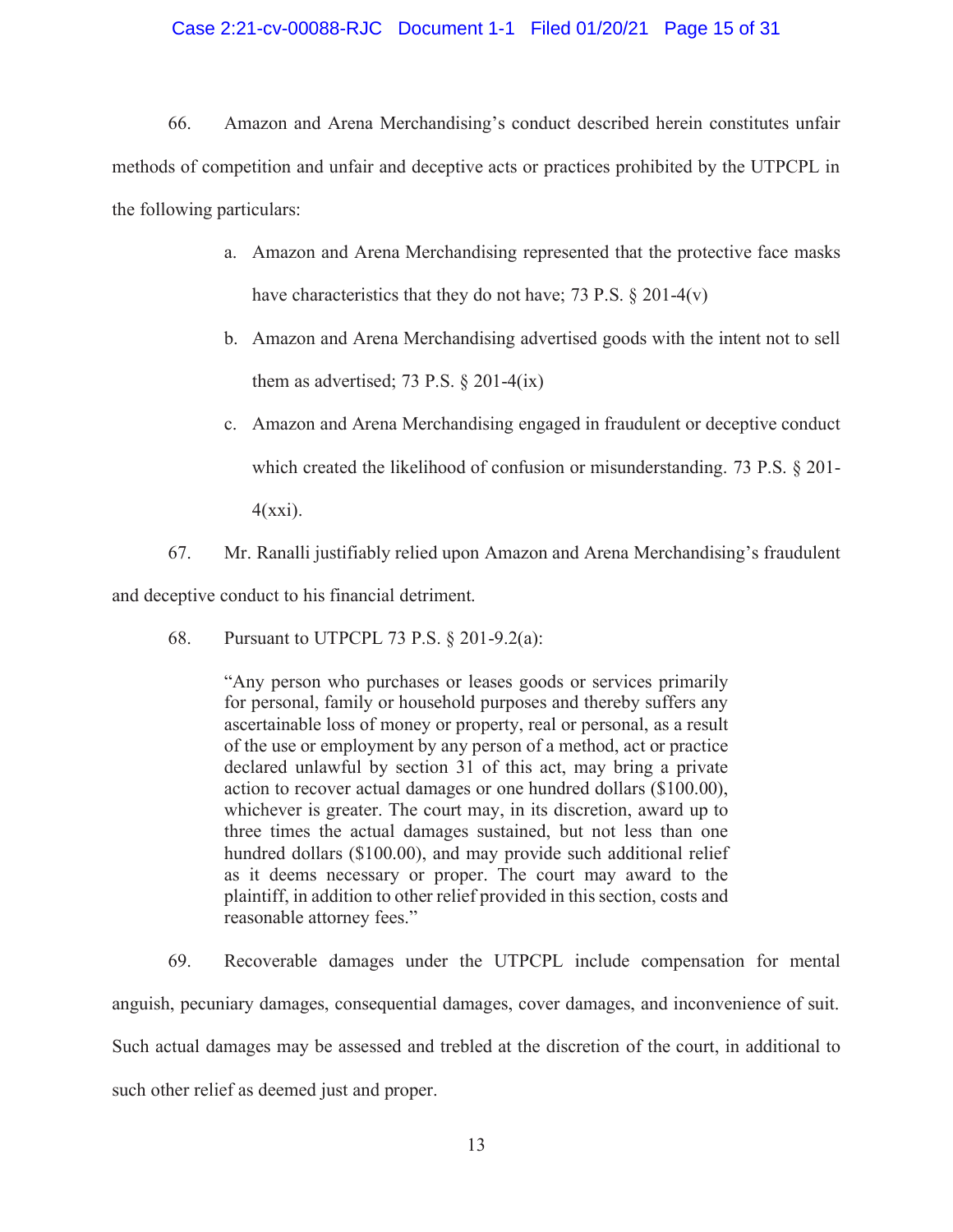66. Amazon and Arena Merchandising's conduct described herein constitutes unfair methods of competition and unfair and deceptive acts or practices prohibited by the UTPCPL in the following particulars:

a. Amazon and Arena Merchandising represented that the protective face masks have characteristics that they do not have; 73 P.S. § 201-4(v)

b. Amazon and Arena Merchandising advertised goods with the intent not to sell them as advertised; 73 P.S. § 201-4(ix)

c. Amazon and Arena Merchandising engaged in fraudulent or deceptive conduct which created the likelihood of confusion or misunderstanding. 73 P.S. § 201-4(xxi).

67. Mr. Ranalli justifiably relied upon Amazon and Arena Merchandising's fraudulent and deceptive conduct to his financial detriment.

68. Pursuant to UTPCPL 73 P.S. § 201-9.2(a):

> "Any person who purchases or leases goods or services primarily for personal, family or household purposes and thereby suffers any ascertainable loss of money or property, real or personal, as a result of the use or employment by any person of a method, act or practice declared unlawful by section 31 of this act, may bring a private action to recover actual damages or one hundred dollars ($100.00), whichever is greater. The court may, in its discretion, award up to three times the actual damages sustained, but not less than one hundred dollars ($100.00), and may provide such additional relief as it deems necessary or proper. The court may award to the plaintiff, in addition to other relief provided in this section, costs and reasonable attorney fees."

69. Recoverable damages under the UTPCPL include compensation for mental anguish, pecuniary damages, consequential damages, cover damages, and inconvenience of suit. Such actual damages may be assessed and trebled at the discretion of the court, in additional to such other relief as deemed just and proper.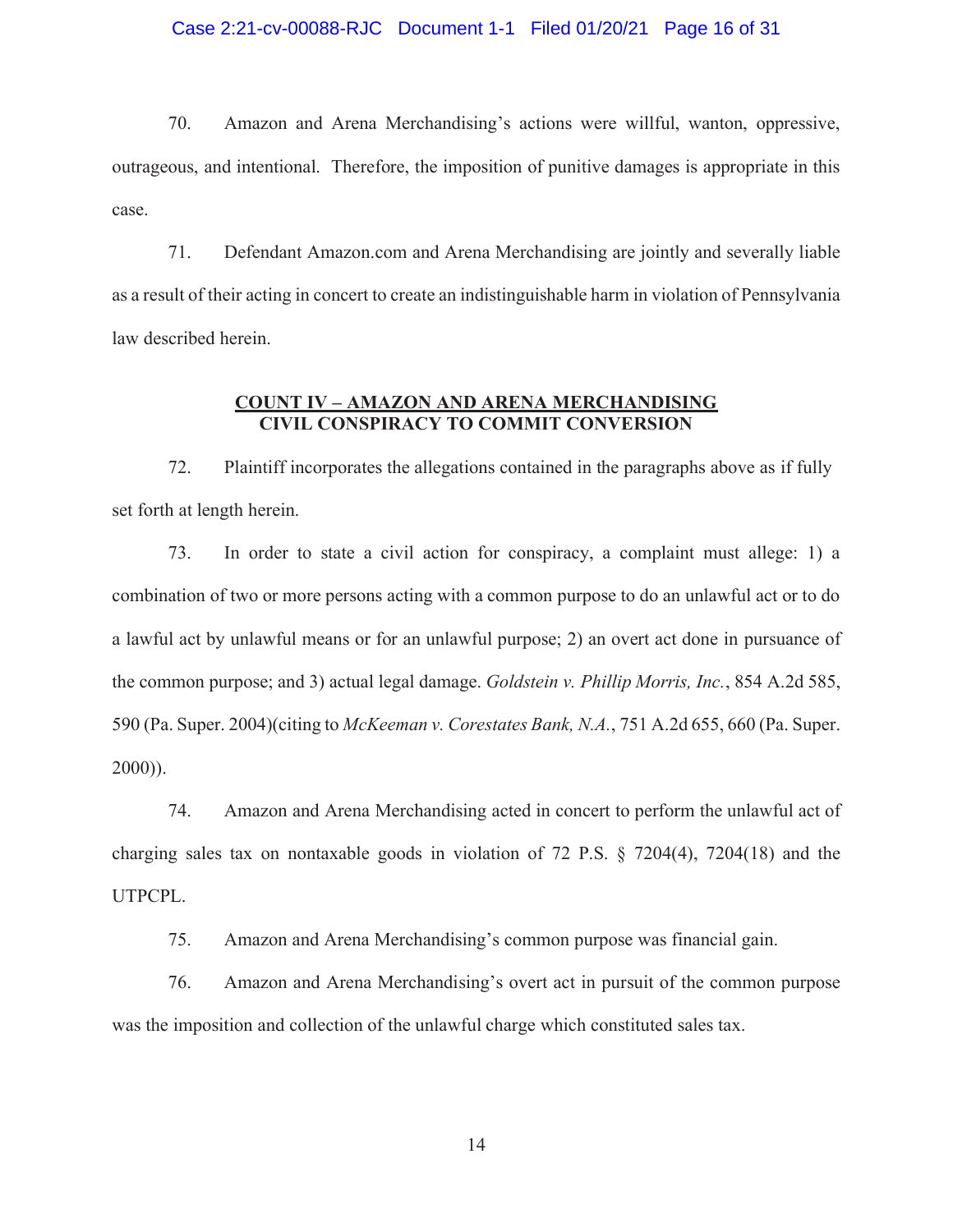70. Amazon and Arena Merchandising's actions were willful, wanton, oppressive, outrageous, and intentional. Therefore, the imposition of punitive damages is appropriate in this case.

71. Defendant Amazon.com and Arena Merchandising are jointly and severally liable as a result of their acting in concert to create an indistinguishable harm in violation of Pennsylvania law described herein.

## COUNT IV – AMAZON AND ARENA MERCHANDISING CIVIL CONSPIRACY TO COMMIT CONVERSION

72. Plaintiff incorporates the allegations contained in the paragraphs above as if fully set forth at length herein.

73. In order to state a civil action for conspiracy, a complaint must allege: 1) a combination of two or more persons acting with a common purpose to do an unlawful act or to do a lawful act by unlawful means or for an unlawful purpose; 2) an overt act done in pursuance of the common purpose; and 3) actual legal damage. *Goldstein v. Phillip Morris, Inc.*, 854 A.2d 585, 590 (Pa. Super. 2004)(citing to *McKeeman v. Corestates Bank, N.A.*, 751 A.2d 655, 660 (Pa. Super. 2000)).

74. Amazon and Arena Merchandising acted in concert to perform the unlawful act of charging sales tax on nontaxable goods in violation of 72 P.S. § 7204(4), 7204(18) and the UTPCPL.

75. Amazon and Arena Merchandising's common purpose was financial gain.

76. Amazon and Arena Merchandising's overt act in pursuit of the common purpose was the imposition and collection of the unlawful charge which constituted sales tax.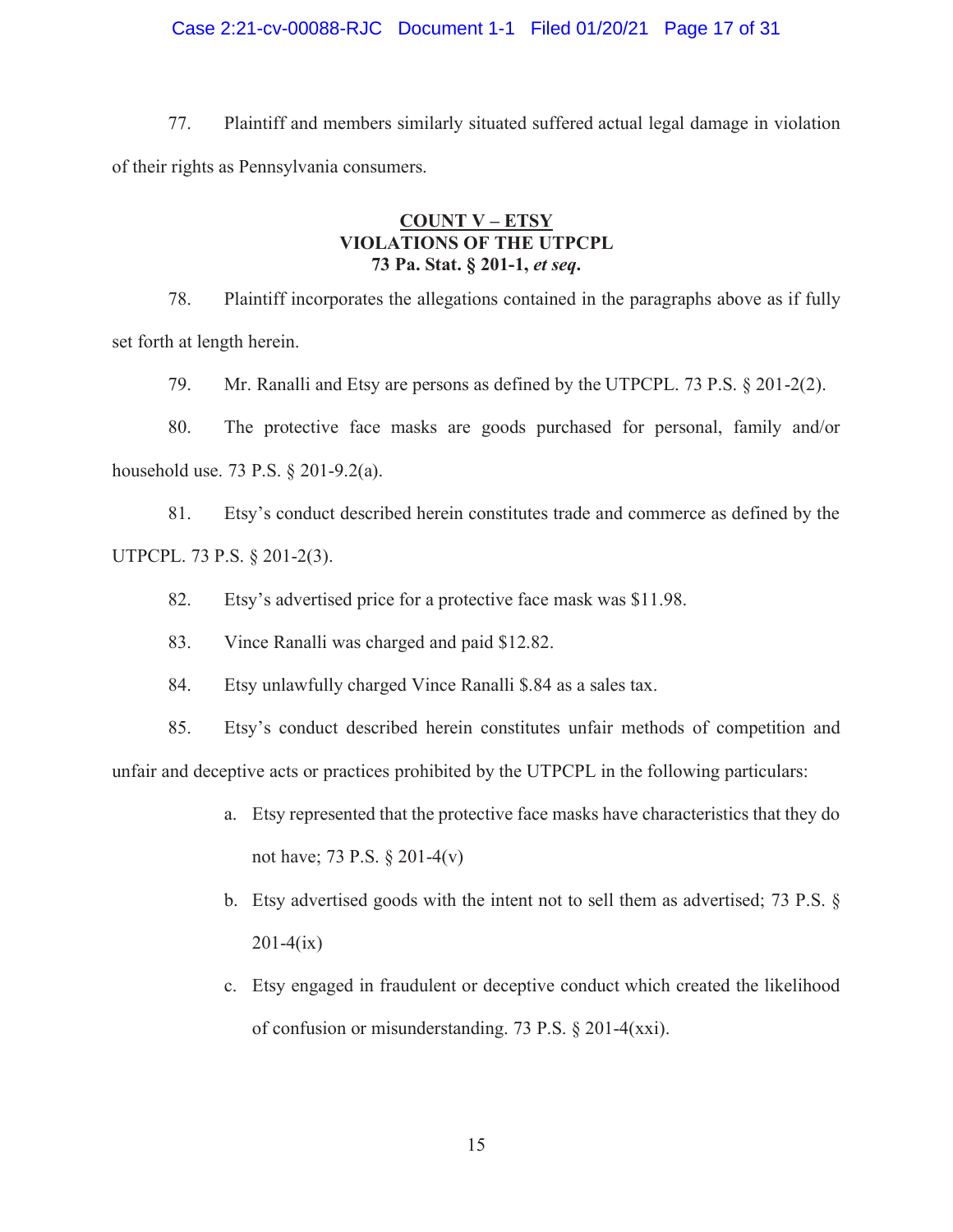77. Plaintiff and members similarly situated suffered actual legal damage in violation of their rights as Pennsylvania consumers.

**COUNT V – ETSY**
**VIOLATIONS OF THE UTPCPL**
**73 Pa. Stat. § 201-1, *et seq*.**

78. Plaintiff incorporates the allegations contained in the paragraphs above as if fully set forth at length herein.

79. Mr. Ranalli and Etsy are persons as defined by the UTPCPL. 73 P.S. § 201-2(2).

80. The protective face masks are goods purchased for personal, family and/or household use. 73 P.S. § 201-9.2(a).

81. Etsy's conduct described herein constitutes trade and commerce as defined by the UTPCPL. 73 P.S. § 201-2(3).

82. Etsy's advertised price for a protective face mask was $11.98.

83. Vince Ranalli was charged and paid $12.82.

84. Etsy unlawfully charged Vince Ranalli $.84 as a sales tax.

85. Etsy's conduct described herein constitutes unfair methods of competition and unfair and deceptive acts or practices prohibited by the UTPCPL in the following particulars:

a. Etsy represented that the protective face masks have characteristics that they do not have; 73 P.S. § 201-4(v)

b. Etsy advertised goods with the intent not to sell them as advertised; 73 P.S. § 201-4(ix)

c. Etsy engaged in fraudulent or deceptive conduct which created the likelihood of confusion or misunderstanding. 73 P.S. § 201-4(xxi).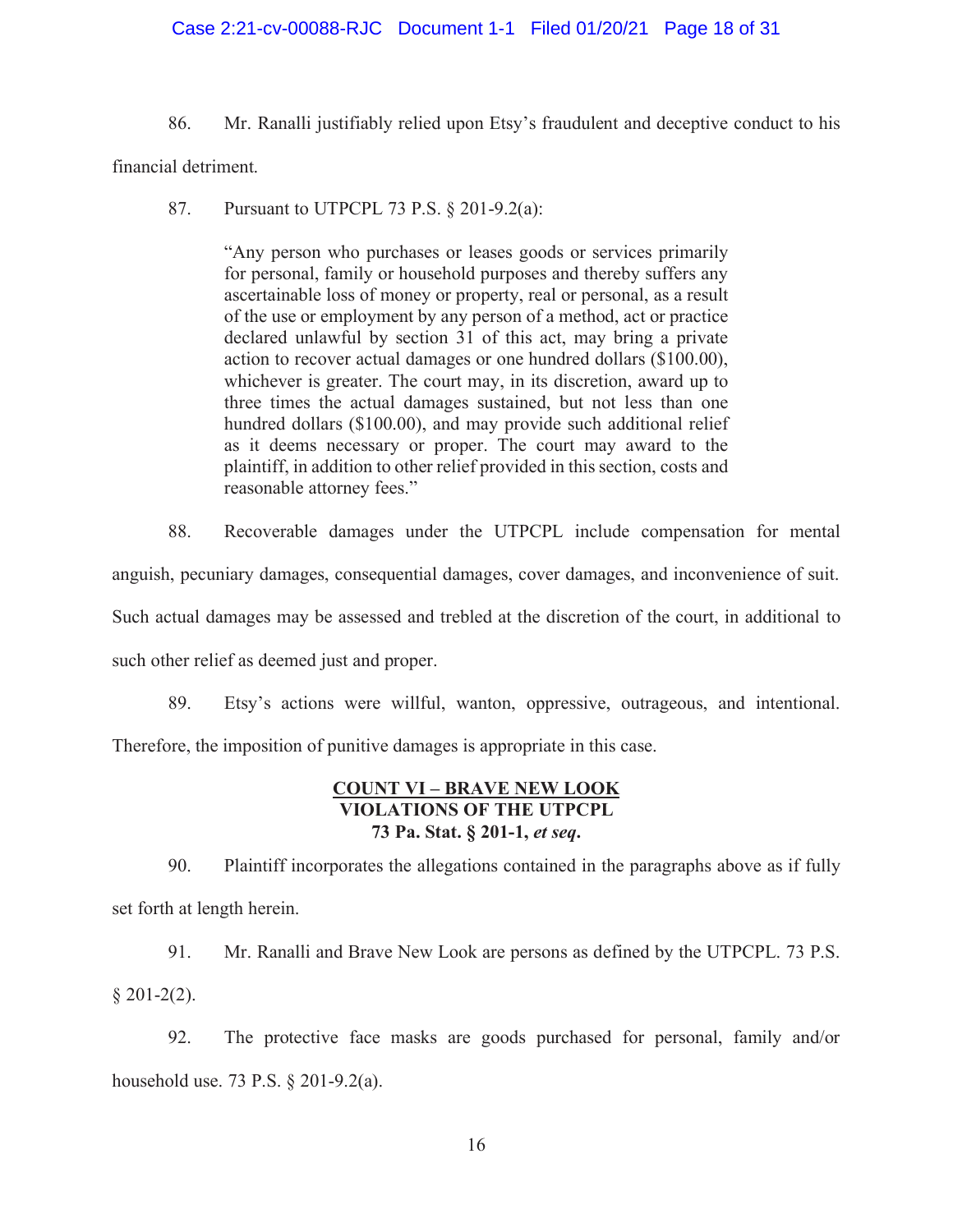86. Mr. Ranalli justifiably relied upon Etsy's fraudulent and deceptive conduct to his financial detriment.

87. Pursuant to UTPCPL 73 P.S. § 201-9.2(a):

> "Any person who purchases or leases goods or services primarily for personal, family or household purposes and thereby suffers any ascertainable loss of money or property, real or personal, as a result of the use or employment by any person of a method, act or practice declared unlawful by section 31 of this act, may bring a private action to recover actual damages or one hundred dollars ($100.00), whichever is greater. The court may, in its discretion, award up to three times the actual damages sustained, but not less than one hundred dollars ($100.00), and may provide such additional relief as it deems necessary or proper. The court may award to the plaintiff, in addition to other relief provided in this section, costs and reasonable attorney fees."

88. Recoverable damages under the UTPCPL include compensation for mental anguish, pecuniary damages, consequential damages, cover damages, and inconvenience of suit. Such actual damages may be assessed and trebled at the discretion of the court, in additional to such other relief as deemed just and proper.

89. Etsy's actions were willful, wanton, oppressive, outrageous, and intentional. Therefore, the imposition of punitive damages is appropriate in this case.

## COUNT VI – BRAVE NEW LOOK
## VIOLATIONS OF THE UTPCPL
## 73 Pa. Stat. § 201-1, *et seq*.

90. Plaintiff incorporates the allegations contained in the paragraphs above as if fully set forth at length herein.

91. Mr. Ranalli and Brave New Look are persons as defined by the UTPCPL. 73 P.S. § 201-2(2).

92. The protective face masks are goods purchased for personal, family and/or household use. 73 P.S. § 201-9.2(a).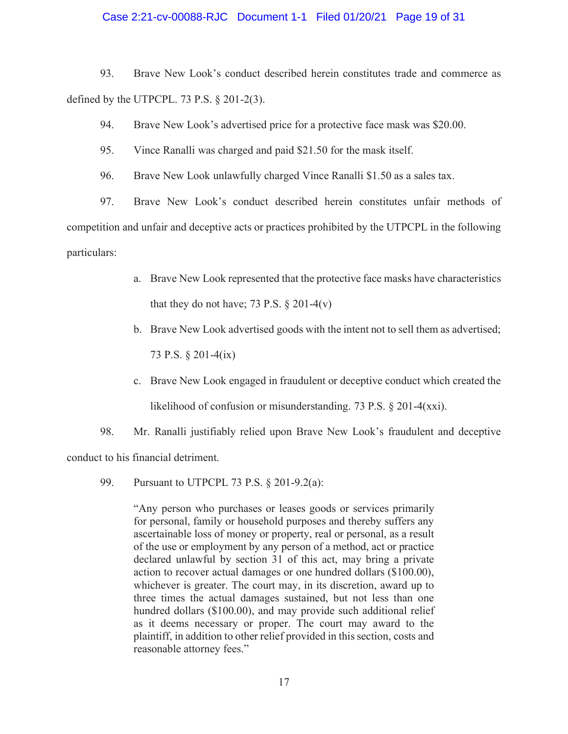93. Brave New Look's conduct described herein constitutes trade and commerce as defined by the UTPCPL. 73 P.S. § 201-2(3).

94. Brave New Look's advertised price for a protective face mask was $20.00.

95. Vince Ranalli was charged and paid $21.50 for the mask itself.

96. Brave New Look unlawfully charged Vince Ranalli $1.50 as a sales tax.

97. Brave New Look's conduct described herein constitutes unfair methods of competition and unfair and deceptive acts or practices prohibited by the UTPCPL in the following particulars:

   a. Brave New Look represented that the protective face masks have characteristics that they do not have; 73 P.S. § 201-4(v)

   b. Brave New Look advertised goods with the intent not to sell them as advertised; 73 P.S. § 201-4(ix)

   c. Brave New Look engaged in fraudulent or deceptive conduct which created the likelihood of confusion or misunderstanding. 73 P.S. § 201-4(xxi).

98. Mr. Ranalli justifiably relied upon Brave New Look's fraudulent and deceptive conduct to his financial detriment.

99. Pursuant to UTPCPL 73 P.S. § 201-9.2(a):

> "Any person who purchases or leases goods or services primarily for personal, family or household purposes and thereby suffers any ascertainable loss of money or property, real or personal, as a result of the use or employment by any person of a method, act or practice declared unlawful by section 31 of this act, may bring a private action to recover actual damages or one hundred dollars ($100.00), whichever is greater. The court may, in its discretion, award up to three times the actual damages sustained, but not less than one hundred dollars ($100.00), and may provide such additional relief as it deems necessary or proper. The court may award to the plaintiff, in addition to other relief provided in this section, costs and reasonable attorney fees."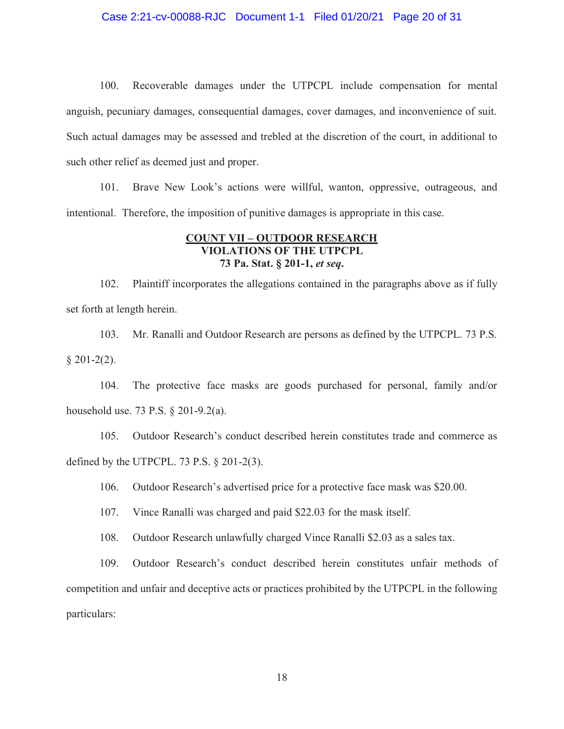100. Recoverable damages under the UTPCPL include compensation for mental anguish, pecuniary damages, consequential damages, cover damages, and inconvenience of suit. Such actual damages may be assessed and trebled at the discretion of the court, in additional to such other relief as deemed just and proper.

101. Brave New Look's actions were willful, wanton, oppressive, outrageous, and intentional. Therefore, the imposition of punitive damages is appropriate in this case.

**COUNT VII – OUTDOOR RESEARCH**
**VIOLATIONS OF THE UTPCPL**
**73 Pa. Stat. § 201-1, *et seq*.**

102. Plaintiff incorporates the allegations contained in the paragraphs above as if fully set forth at length herein.

103. Mr. Ranalli and Outdoor Research are persons as defined by the UTPCPL. 73 P.S. § 201-2(2).

104. The protective face masks are goods purchased for personal, family and/or household use. 73 P.S. § 201-9.2(a).

105. Outdoor Research's conduct described herein constitutes trade and commerce as defined by the UTPCPL. 73 P.S. § 201-2(3).

106. Outdoor Research's advertised price for a protective face mask was $20.00.

107. Vince Ranalli was charged and paid $22.03 for the mask itself.

108. Outdoor Research unlawfully charged Vince Ranalli $2.03 as a sales tax.

109. Outdoor Research's conduct described herein constitutes unfair methods of competition and unfair and deceptive acts or practices prohibited by the UTPCPL in the following particulars: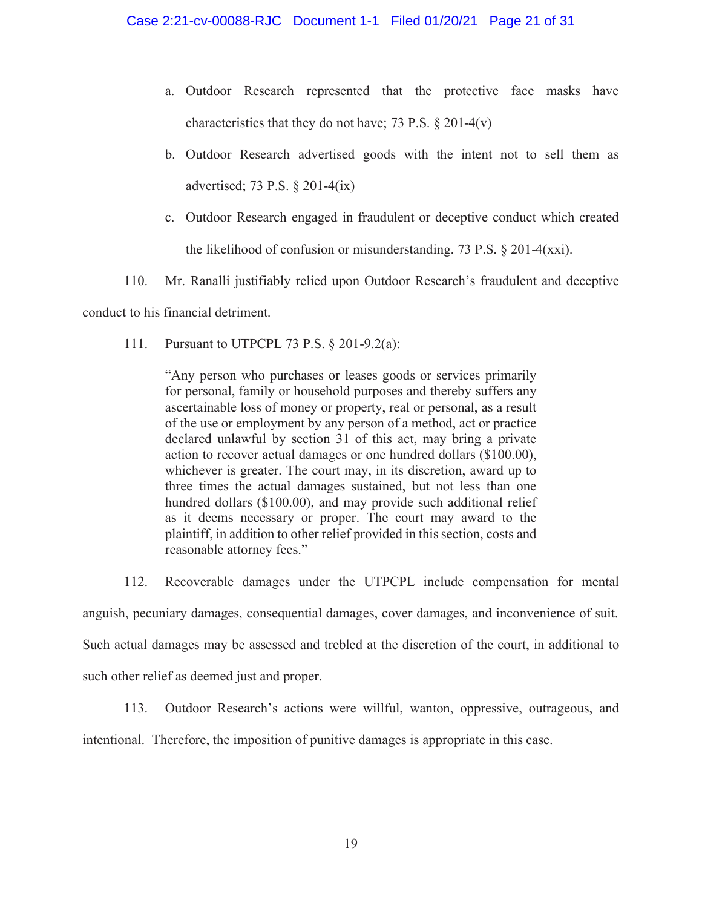a. Outdoor Research represented that the protective face masks have characteristics that they do not have; 73 P.S. § 201-4(v)

b. Outdoor Research advertised goods with the intent not to sell them as advertised; 73 P.S. § 201-4(ix)

c. Outdoor Research engaged in fraudulent or deceptive conduct which created the likelihood of confusion or misunderstanding. 73 P.S. § 201-4(xxi).

110. Mr. Ranalli justifiably relied upon Outdoor Research's fraudulent and deceptive conduct to his financial detriment.

111. Pursuant to UTPCPL 73 P.S. § 201-9.2(a):

> "Any person who purchases or leases goods or services primarily for personal, family or household purposes and thereby suffers any ascertainable loss of money or property, real or personal, as a result of the use or employment by any person of a method, act or practice declared unlawful by section 31 of this act, may bring a private action to recover actual damages or one hundred dollars ($100.00), whichever is greater. The court may, in its discretion, award up to three times the actual damages sustained, but not less than one hundred dollars ($100.00), and may provide such additional relief as it deems necessary or proper. The court may award to the plaintiff, in addition to other relief provided in this section, costs and reasonable attorney fees."

112. Recoverable damages under the UTPCPL include compensation for mental anguish, pecuniary damages, consequential damages, cover damages, and inconvenience of suit. Such actual damages may be assessed and trebled at the discretion of the court, in additional to such other relief as deemed just and proper.

113. Outdoor Research's actions were willful, wanton, oppressive, outrageous, and intentional. Therefore, the imposition of punitive damages is appropriate in this case.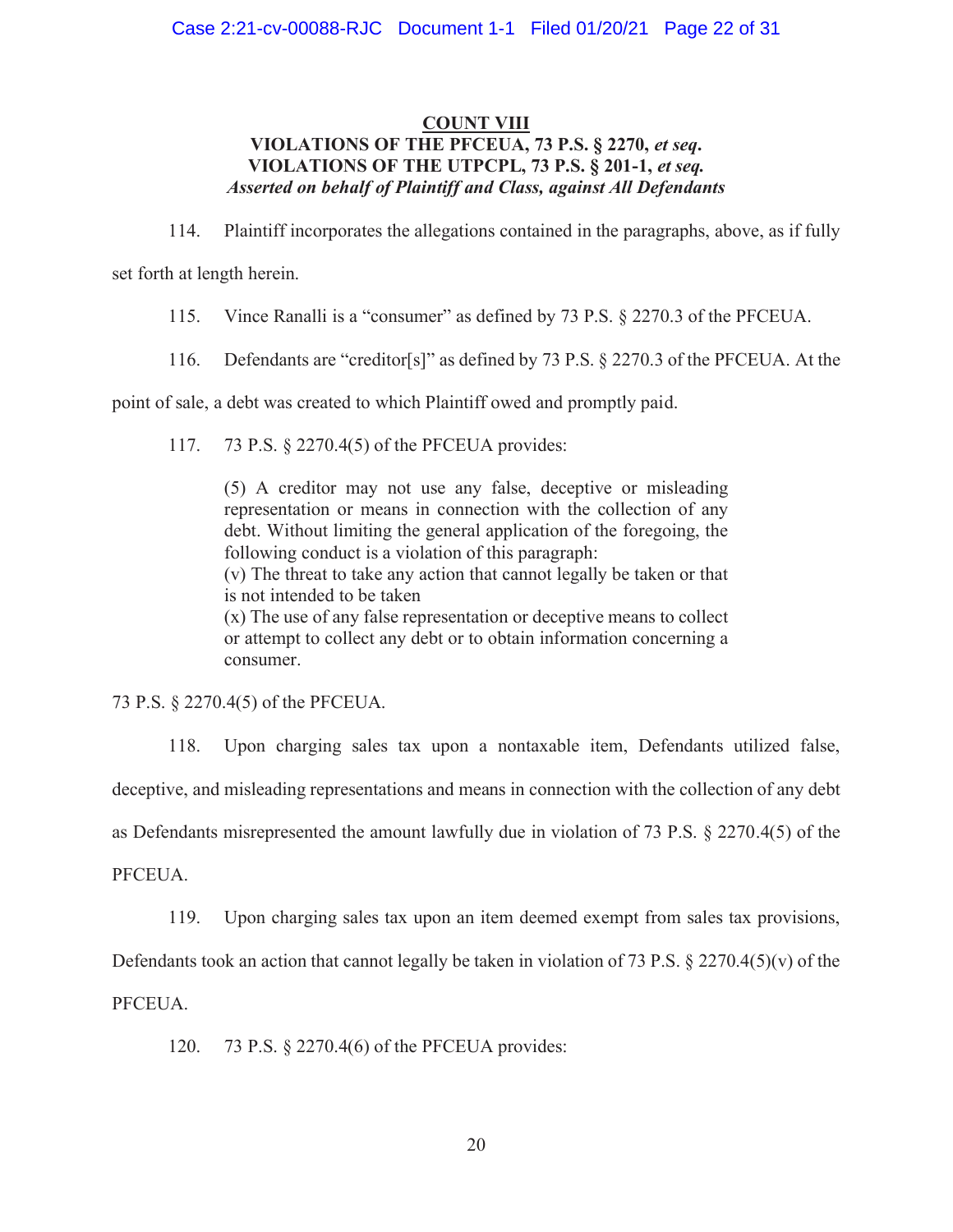## COUNT VIII

## VIOLATIONS OF THE PFCEUA, 73 P.S. § 2270, *et seq*.
## VIOLATIONS OF THE UTPCPL, 73 P.S. § 201-1, *et seq.*

***Asserted on behalf of Plaintiff and Class, against All Defendants***

114. Plaintiff incorporates the allegations contained in the paragraphs, above, as if fully set forth at length herein.

115. Vince Ranalli is a "consumer" as defined by 73 P.S. § 2270.3 of the PFCEUA.

116. Defendants are "creditor[s]" as defined by 73 P.S. § 2270.3 of the PFCEUA. At the point of sale, a debt was created to which Plaintiff owed and promptly paid.

117. 73 P.S. § 2270.4(5) of the PFCEUA provides:

> (5) A creditor may not use any false, deceptive or misleading representation or means in connection with the collection of any debt. Without limiting the general application of the foregoing, the following conduct is a violation of this paragraph:
> (v) The threat to take any action that cannot legally be taken or that is not intended to be taken
> (x) The use of any false representation or deceptive means to collect or attempt to collect any debt or to obtain information concerning a consumer.

73 P.S. § 2270.4(5) of the PFCEUA.

118. Upon charging sales tax upon a nontaxable item, Defendants utilized false, deceptive, and misleading representations and means in connection with the collection of any debt as Defendants misrepresented the amount lawfully due in violation of 73 P.S. § 2270.4(5) of the PFCEUA.

119. Upon charging sales tax upon an item deemed exempt from sales tax provisions, Defendants took an action that cannot legally be taken in violation of 73 P.S. § 2270.4(5)(v) of the PFCEUA.

120. 73 P.S. § 2270.4(6) of the PFCEUA provides: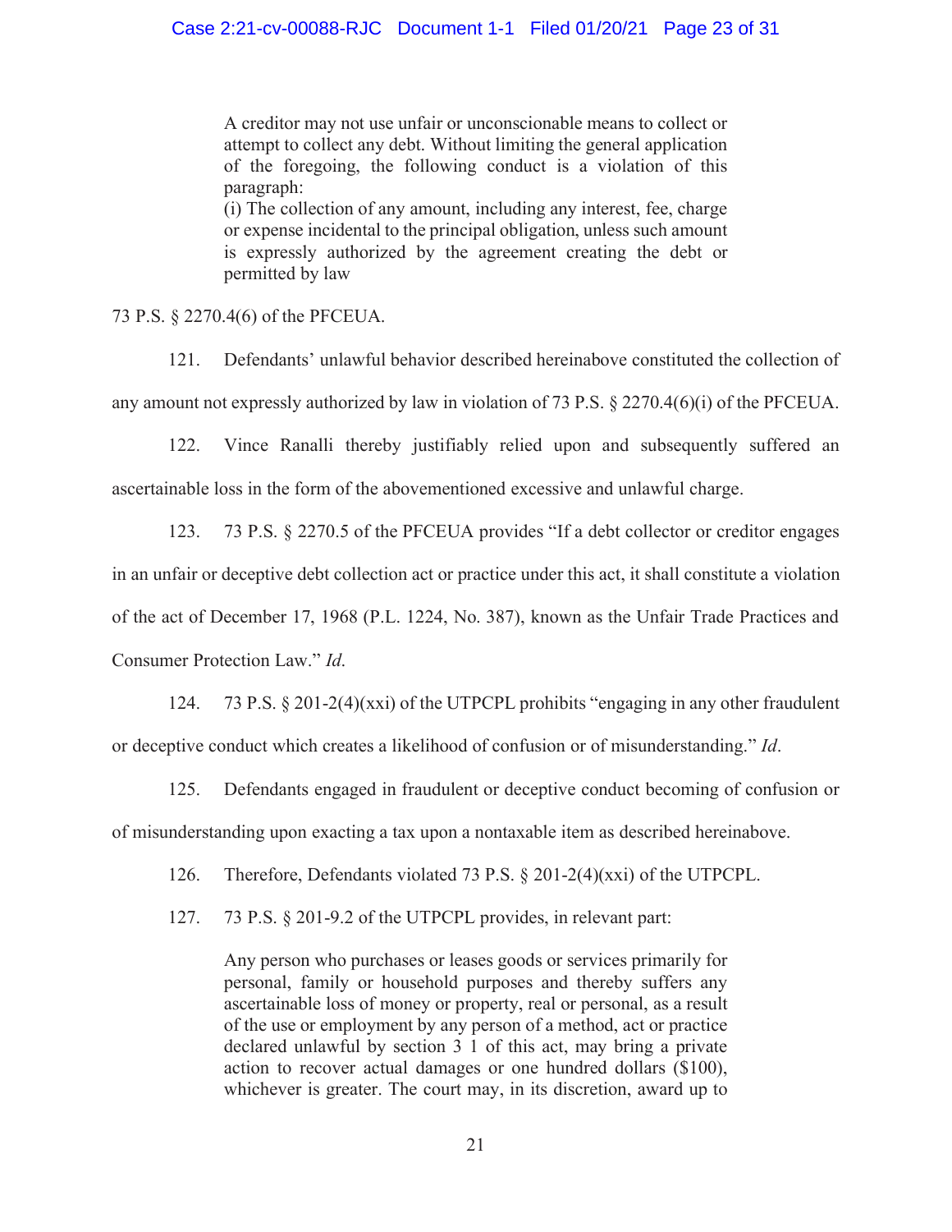> A creditor may not use unfair or unconscionable means to collect or attempt to collect any debt. Without limiting the general application of the foregoing, the following conduct is a violation of this paragraph:
> (i) The collection of any amount, including any interest, fee, charge or expense incidental to the principal obligation, unless such amount is expressly authorized by the agreement creating the debt or permitted by law

73 P.S. § 2270.4(6) of the PFCEUA.

121. Defendants' unlawful behavior described hereinabove constituted the collection of any amount not expressly authorized by law in violation of 73 P.S. § 2270.4(6)(i) of the PFCEUA.

122. Vince Ranalli thereby justifiably relied upon and subsequently suffered an ascertainable loss in the form of the abovementioned excessive and unlawful charge.

123. 73 P.S. § 2270.5 of the PFCEUA provides "If a debt collector or creditor engages in an unfair or deceptive debt collection act or practice under this act, it shall constitute a violation of the act of December 17, 1968 (P.L. 1224, No. 387), known as the Unfair Trade Practices and Consumer Protection Law." *Id*.

124. 73 P.S. § 201-2(4)(xxi) of the UTPCPL prohibits "engaging in any other fraudulent or deceptive conduct which creates a likelihood of confusion or of misunderstanding." *Id*.

125. Defendants engaged in fraudulent or deceptive conduct becoming of confusion or of misunderstanding upon exacting a tax upon a nontaxable item as described hereinabove.

126. Therefore, Defendants violated 73 P.S. § 201-2(4)(xxi) of the UTPCPL.

127. 73 P.S. § 201-9.2 of the UTPCPL provides, in relevant part:

> Any person who purchases or leases goods or services primarily for personal, family or household purposes and thereby suffers any ascertainable loss of money or property, real or personal, as a result of the use or employment by any person of a method, act or practice declared unlawful by section 3 1 of this act, may bring a private action to recover actual damages or one hundred dollars ($100), whichever is greater. The court may, in its discretion, award up to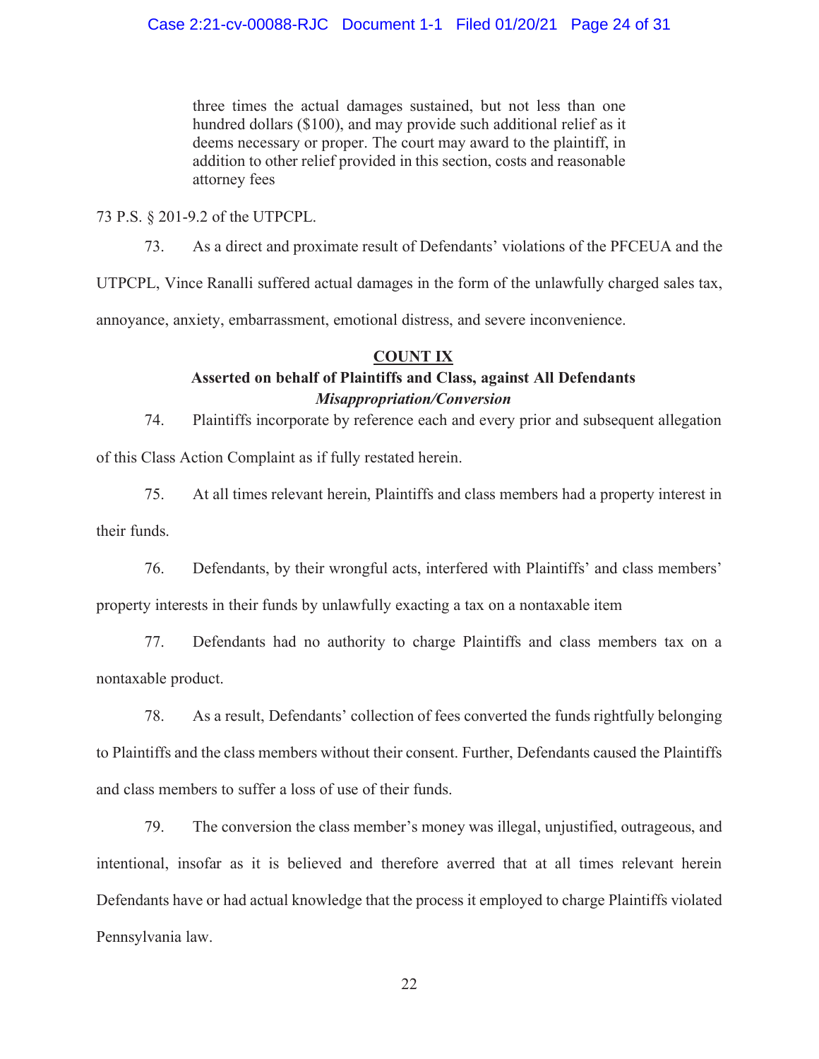> three times the actual damages sustained, but not less than one hundred dollars ($100), and may provide such additional relief as it deems necessary or proper. The court may award to the plaintiff, in addition to other relief provided in this section, costs and reasonable attorney fees

73 P.S. § 201-9.2 of the UTPCPL.

73. As a direct and proximate result of Defendants' violations of the PFCEUA and the UTPCPL, Vince Ranalli suffered actual damages in the form of the unlawfully charged sales tax, annoyance, anxiety, embarrassment, emotional distress, and severe inconvenience.

**<u>COUNT IX</u>**

**Asserted on behalf of Plaintiffs and Class, against All Defendants**

***Misappropriation/Conversion***

74. Plaintiffs incorporate by reference each and every prior and subsequent allegation of this Class Action Complaint as if fully restated herein.

75. At all times relevant herein, Plaintiffs and class members had a property interest in their funds.

76. Defendants, by their wrongful acts, interfered with Plaintiffs' and class members' property interests in their funds by unlawfully exacting a tax on a nontaxable item

77. Defendants had no authority to charge Plaintiffs and class members tax on a nontaxable product.

78. As a result, Defendants' collection of fees converted the funds rightfully belonging to Plaintiffs and the class members without their consent. Further, Defendants caused the Plaintiffs and class members to suffer a loss of use of their funds.

79. The conversion the class member's money was illegal, unjustified, outrageous, and intentional, insofar as it is believed and therefore averred that at all times relevant herein Defendants have or had actual knowledge that the process it employed to charge Plaintiffs violated Pennsylvania law.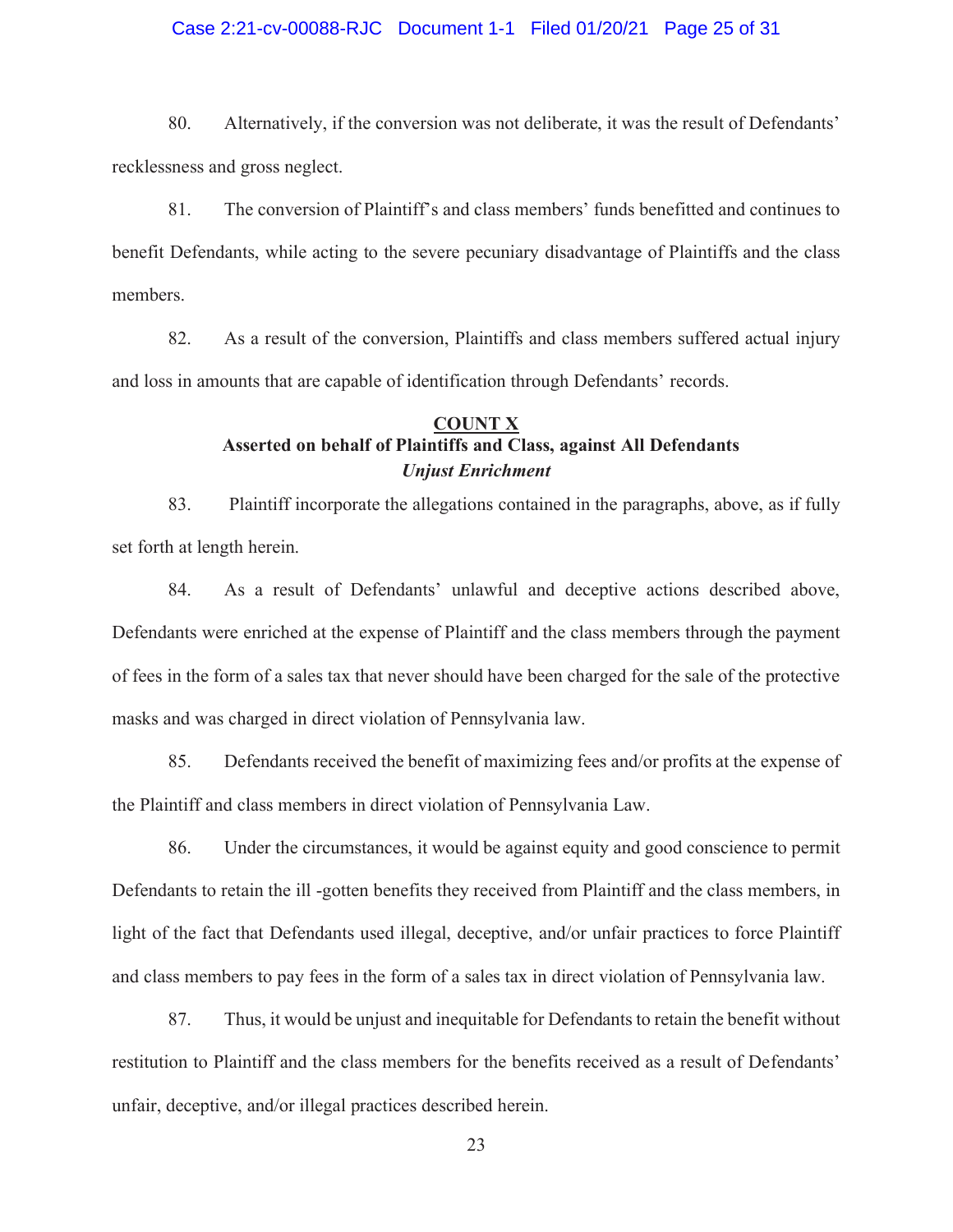80. Alternatively, if the conversion was not deliberate, it was the result of Defendants' recklessness and gross neglect.

81. The conversion of Plaintiff's and class members' funds benefitted and continues to benefit Defendants, while acting to the severe pecuniary disadvantage of Plaintiffs and the class members.

82. As a result of the conversion, Plaintiffs and class members suffered actual injury and loss in amounts that are capable of identification through Defendants' records.

**COUNT X**
**Asserted on behalf of Plaintiffs and Class, against All Defendants**
***Unjust Enrichment***

83. Plaintiff incorporate the allegations contained in the paragraphs, above, as if fully set forth at length herein.

84. As a result of Defendants' unlawful and deceptive actions described above, Defendants were enriched at the expense of Plaintiff and the class members through the payment of fees in the form of a sales tax that never should have been charged for the sale of the protective masks and was charged in direct violation of Pennsylvania law.

85. Defendants received the benefit of maximizing fees and/or profits at the expense of the Plaintiff and class members in direct violation of Pennsylvania Law.

86. Under the circumstances, it would be against equity and good conscience to permit Defendants to retain the ill -gotten benefits they received from Plaintiff and the class members, in light of the fact that Defendants used illegal, deceptive, and/or unfair practices to force Plaintiff and class members to pay fees in the form of a sales tax in direct violation of Pennsylvania law.

87. Thus, it would be unjust and inequitable for Defendants to retain the benefit without restitution to Plaintiff and the class members for the benefits received as a result of Defendants' unfair, deceptive, and/or illegal practices described herein.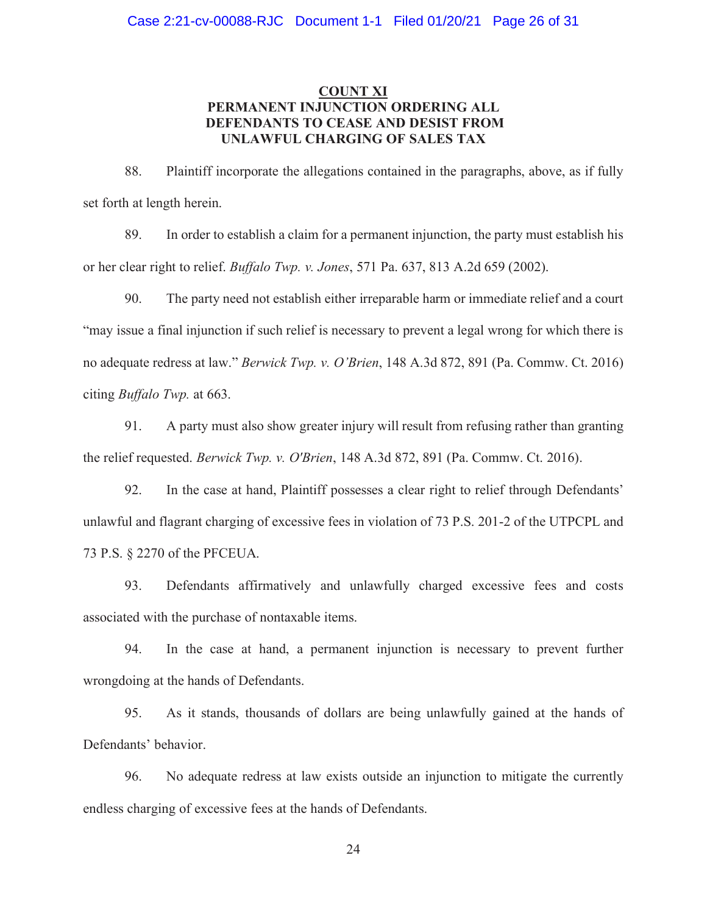## COUNT XI
## PERMANENT INJUNCTION ORDERING ALL DEFENDANTS TO CEASE AND DESIST FROM UNLAWFUL CHARGING OF SALES TAX

88. Plaintiff incorporate the allegations contained in the paragraphs, above, as if fully set forth at length herein.

89. In order to establish a claim for a permanent injunction, the party must establish his or her clear right to relief. *Buffalo Twp. v. Jones*, 571 Pa. 637, 813 A.2d 659 (2002).

90. The party need not establish either irreparable harm or immediate relief and a court "may issue a final injunction if such relief is necessary to prevent a legal wrong for which there is no adequate redress at law." *Berwick Twp. v. O'Brien*, 148 A.3d 872, 891 (Pa. Commw. Ct. 2016) citing *Buffalo Twp.* at 663.

91. A party must also show greater injury will result from refusing rather than granting the relief requested. *Berwick Twp. v. O'Brien*, 148 A.3d 872, 891 (Pa. Commw. Ct. 2016).

92. In the case at hand, Plaintiff possesses a clear right to relief through Defendants' unlawful and flagrant charging of excessive fees in violation of 73 P.S. 201-2 of the UTPCPL and 73 P.S. § 2270 of the PFCEUA.

93. Defendants affirmatively and unlawfully charged excessive fees and costs associated with the purchase of nontaxable items.

94. In the case at hand, a permanent injunction is necessary to prevent further wrongdoing at the hands of Defendants.

95. As it stands, thousands of dollars are being unlawfully gained at the hands of Defendants' behavior.

96. No adequate redress at law exists outside an injunction to mitigate the currently endless charging of excessive fees at the hands of Defendants.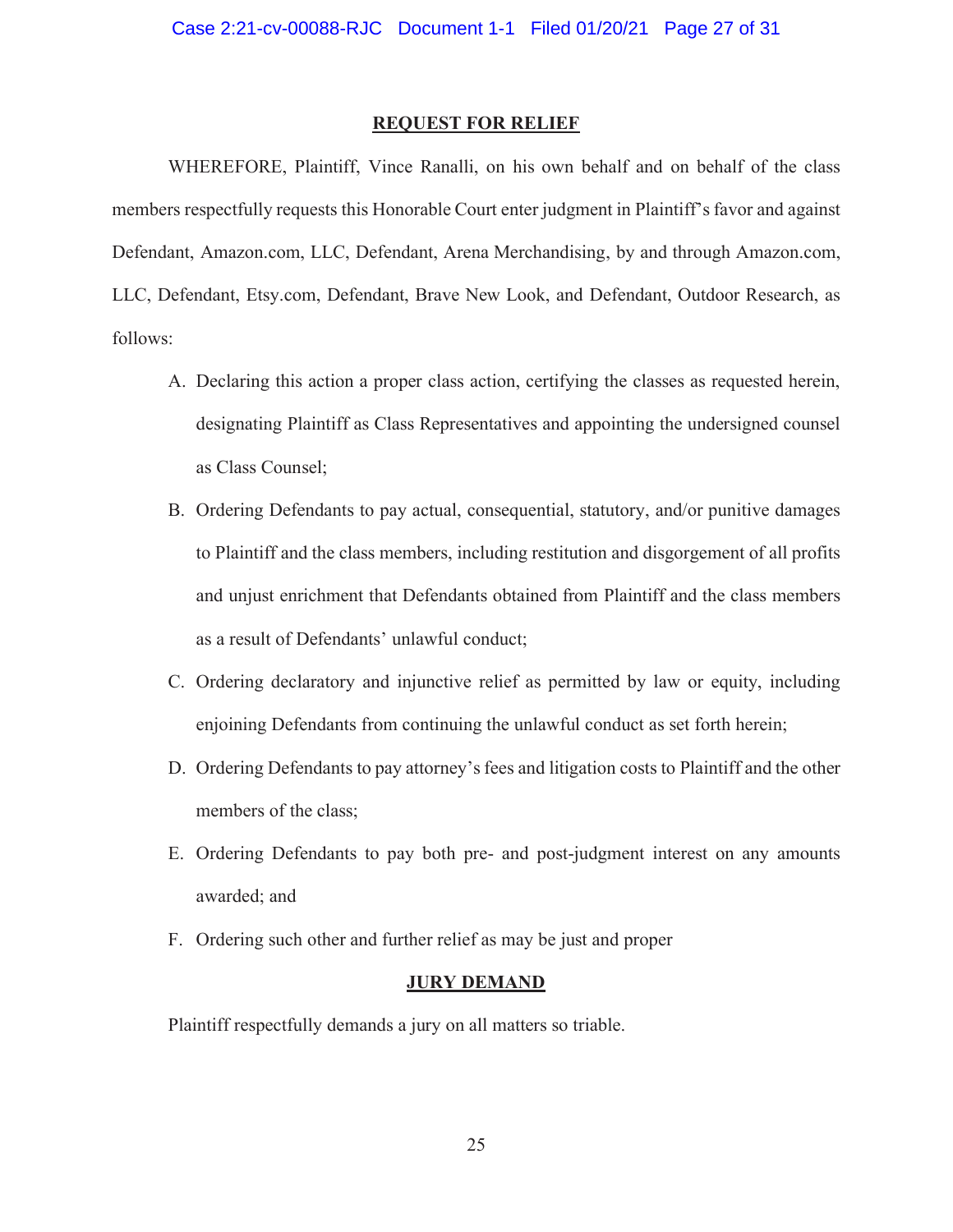## REQUEST FOR RELIEF

WHEREFORE, Plaintiff, Vince Ranalli, on his own behalf and on behalf of the class members respectfully requests this Honorable Court enter judgment in Plaintiff's favor and against Defendant, Amazon.com, LLC, Defendant, Arena Merchandising, by and through Amazon.com, LLC, Defendant, Etsy.com, Defendant, Brave New Look, and Defendant, Outdoor Research, as follows:

A. Declaring this action a proper class action, certifying the classes as requested herein, designating Plaintiff as Class Representatives and appointing the undersigned counsel as Class Counsel;

B. Ordering Defendants to pay actual, consequential, statutory, and/or punitive damages to Plaintiff and the class members, including restitution and disgorgement of all profits and unjust enrichment that Defendants obtained from Plaintiff and the class members as a result of Defendants' unlawful conduct;

C. Ordering declaratory and injunctive relief as permitted by law or equity, including enjoining Defendants from continuing the unlawful conduct as set forth herein;

D. Ordering Defendants to pay attorney's fees and litigation costs to Plaintiff and the other members of the class;

E. Ordering Defendants to pay both pre- and post-judgment interest on any amounts awarded; and

F. Ordering such other and further relief as may be just and proper

## JURY DEMAND

Plaintiff respectfully demands a jury on all matters so triable.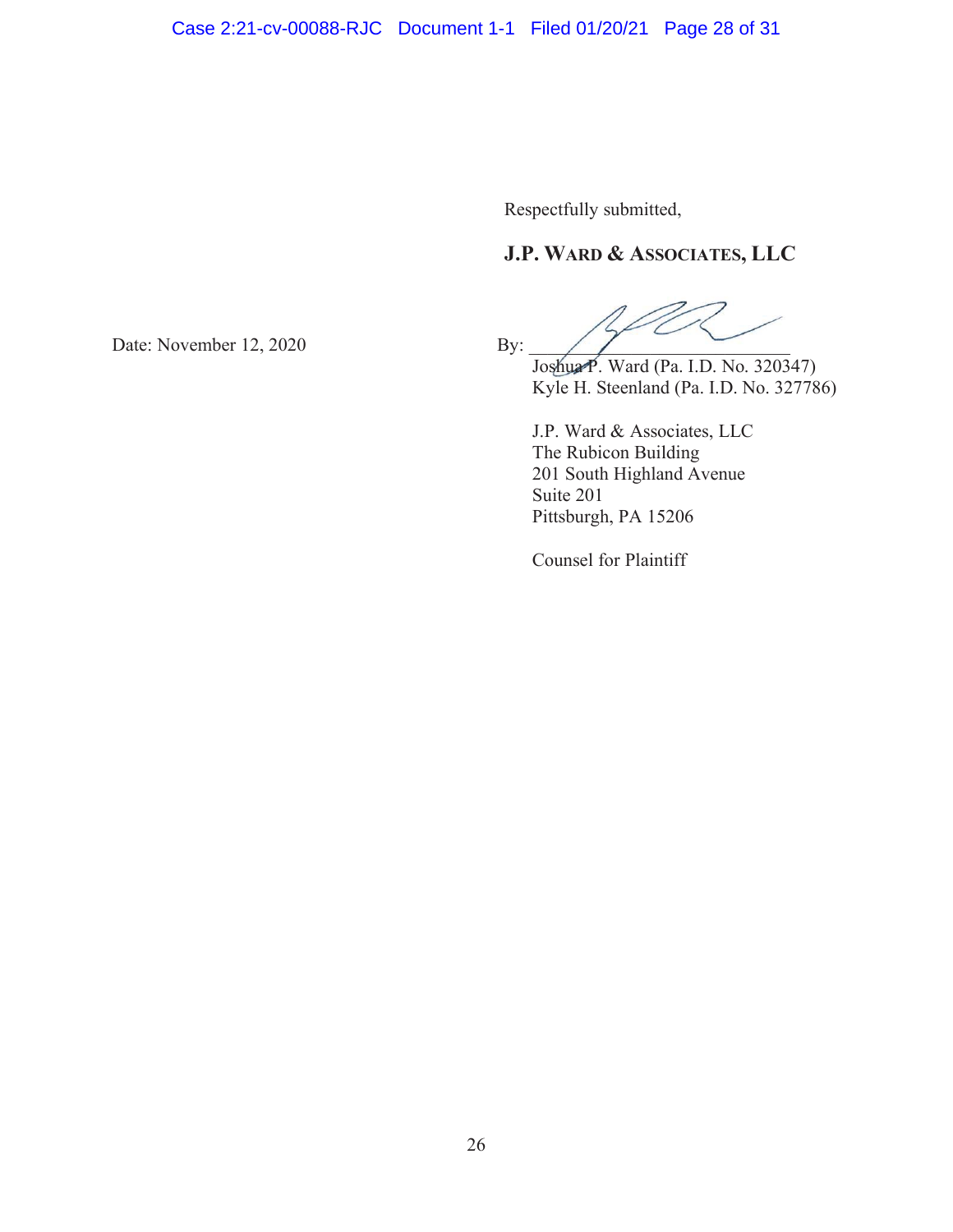Respectfully submitted,

**J.P. WARD & ASSOCIATES, LLC**

Date: November 12, 2020

By: ______________________________

Joshua P. Ward (Pa. I.D. No. 320347)
Kyle H. Steenland (Pa. I.D. No. 327786)

J.P. Ward & Associates, LLC
The Rubicon Building
201 South Highland Avenue
Suite 201
Pittsburgh, PA 15206

Counsel for Plaintiff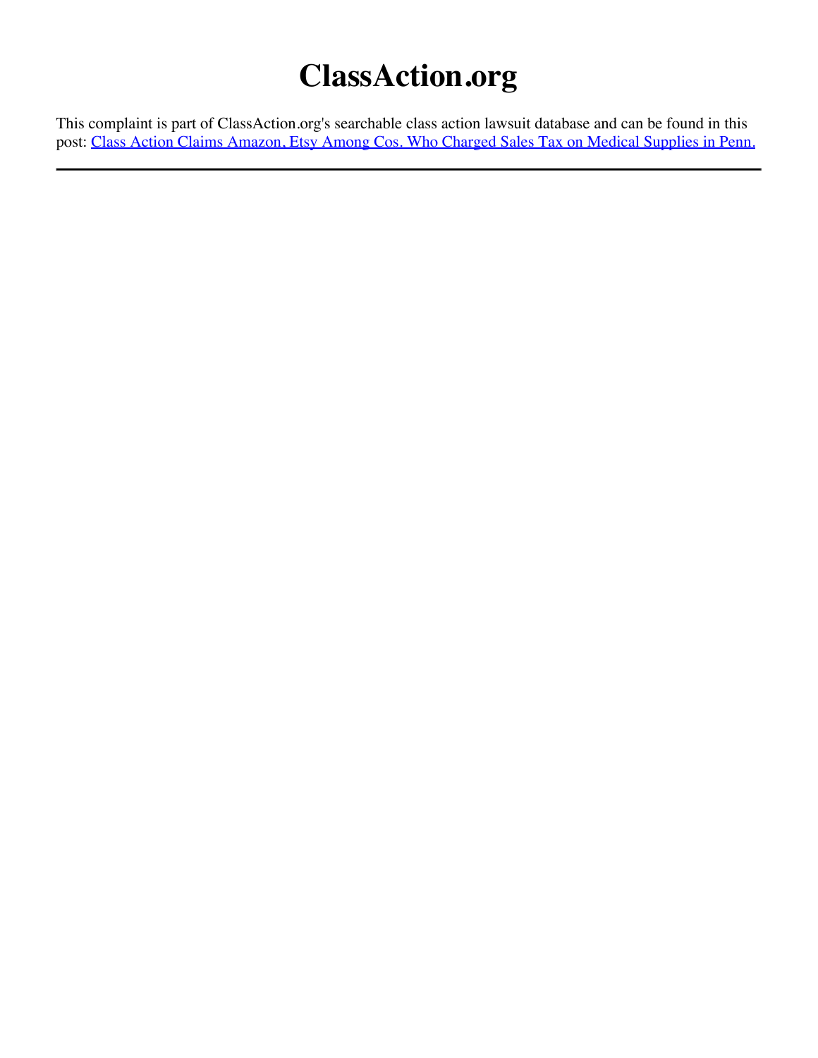# ClassAction.org

This complaint is part of ClassAction.org's searchable class action lawsuit database and can be found in this post: [Class Action Claims Amazon, Etsy Among Cos. Who Charged Sales Tax on Medical Supplies in Penn.]

---